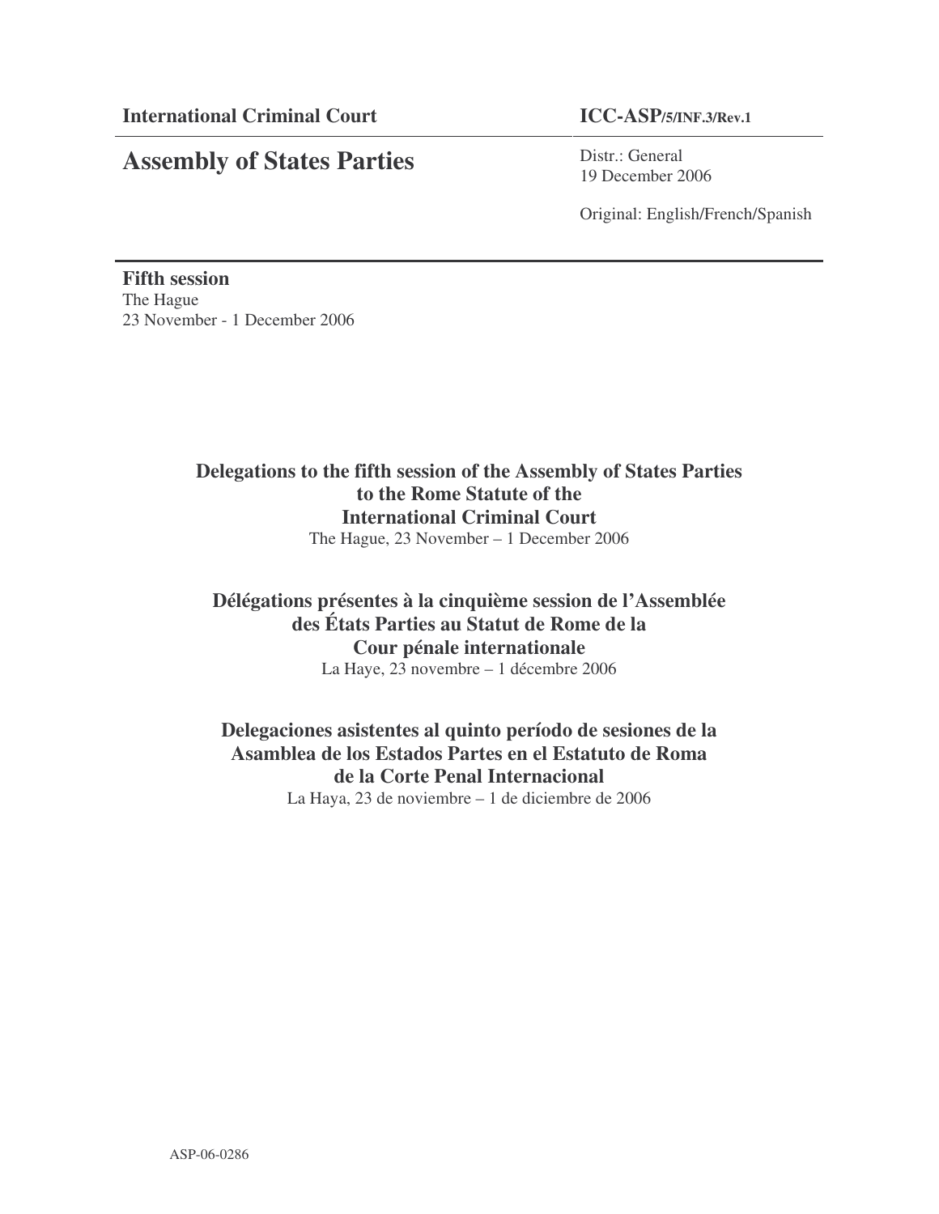**International Criminal Court**

# Assembly of States Parties

**ICC-ASP/5/INF.3/Rev.1**

Distr.: General
19 December 2006

Original: English/French/Spanish

**Fifth session**
The Hague
23 November - 1 December 2006

## Delegations to the fifth session of the Assembly of States Parties to the Rome Statute of the International Criminal Court

The Hague, 23 November – 1 December 2006

## Délégations présentes à la cinquième session de l'Assemblée des États Parties au Statut de Rome de la Cour pénale internationale

La Haye, 23 novembre – 1 décembre 2006

## Delegaciones asistentes al quinto período de sesiones de la Asamblea de los Estados Partes en el Estatuto de Roma de la Corte Penal Internacional

La Haya, 23 de noviembre – 1 de diciembre de 2006

ASP-06-0286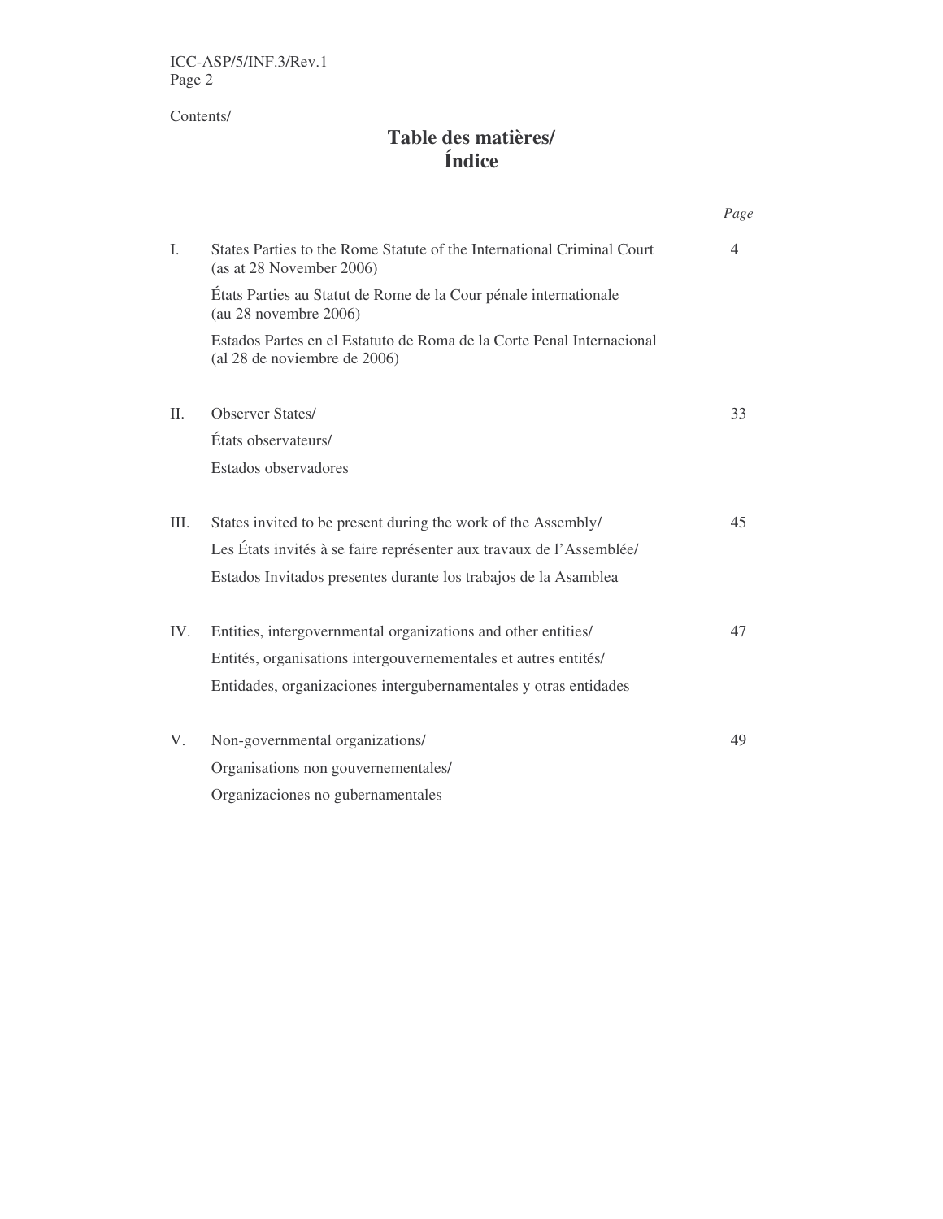Contents/

# Table des matières/ Índice

| | | *Page* |
|---|---|---|
| I. | States Parties to the Rome Statute of the International Criminal Court (as at 28 November 2006)<br>États Parties au Statut de Rome de la Cour pénale internationale (au 28 novembre 2006)<br>Estados Partes en el Estatuto de Roma de la Corte Penal Internacional (al 28 de noviembre de 2006) | 4 |
| II. | Observer States/<br>États observateurs/<br>Estados observadores | 33 |
| III. | States invited to be present during the work of the Assembly/<br>Les États invités à se faire représenter aux travaux de l'Assemblée/<br>Estados Invitados presentes durante los trabajos de la Asamblea | 45 |
| IV. | Entities, intergovernmental organizations and other entities/<br>Entités, organisations intergouvernementales et autres entités/<br>Entidades, organizaciones intergubernamentales y otras entidades | 47 |
| V. | Non-governmental organizations/<br>Organisations non gouvernementales/<br>Organizaciones no gubernamentales | 49 |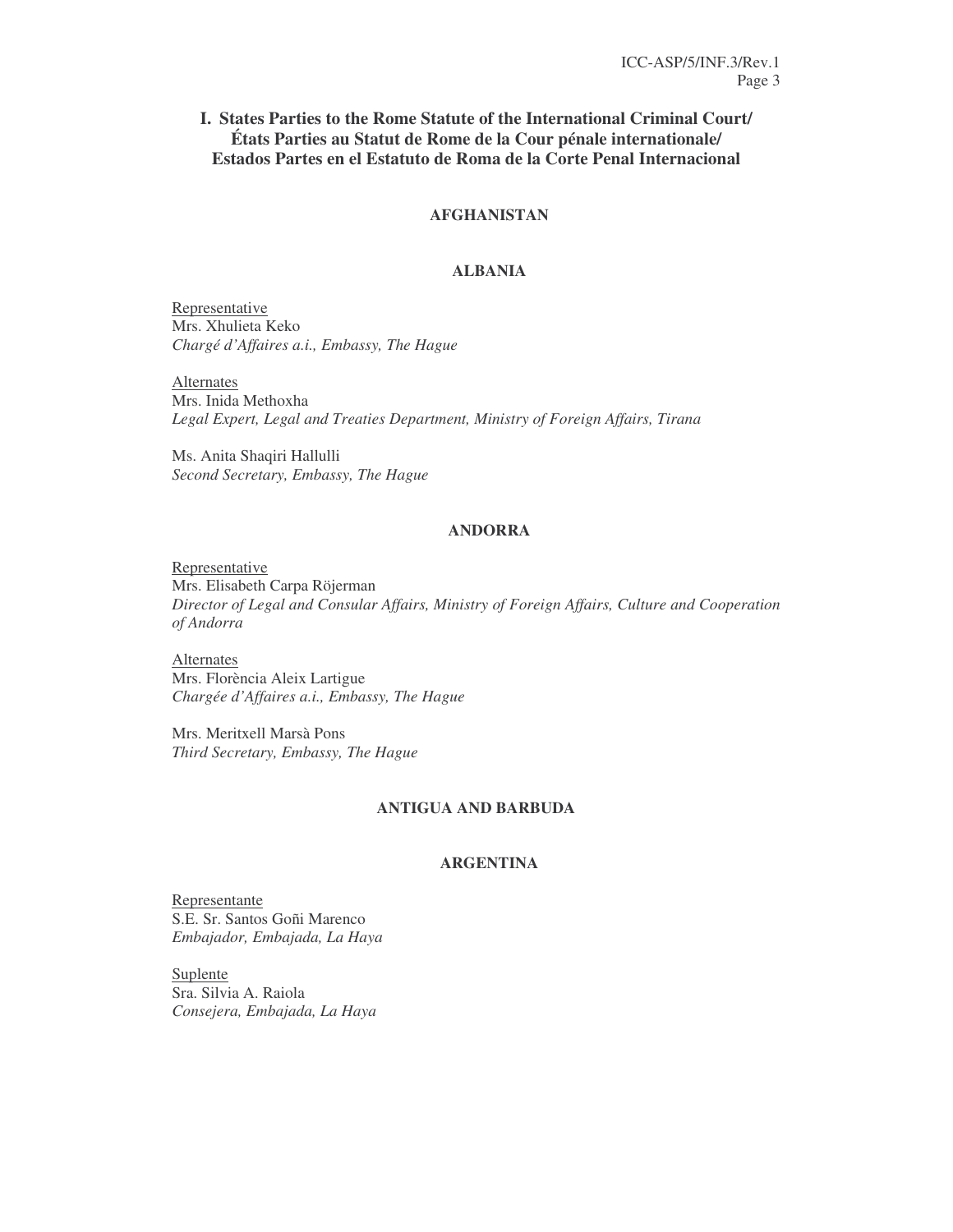## I. States Parties to the Rome Statute of the International Criminal Court/ États Parties au Statut de Rome de la Cour pénale internationale/ Estados Partes en el Estatuto de Roma de la Corte Penal Internacional

### AFGHANISTAN

### ALBANIA

Representative
Mrs. Xhulieta Keko
*Chargé d'Affaires a.i., Embassy, The Hague*

Alternates
Mrs. Inida Methoxha
*Legal Expert, Legal and Treaties Department, Ministry of Foreign Affairs, Tirana*

Ms. Anita Shaqiri Hallulli
*Second Secretary, Embassy, The Hague*

### ANDORRA

Representative
Mrs. Elisabeth Carpa Röjerman
*Director of Legal and Consular Affairs, Ministry of Foreign Affairs, Culture and Cooperation of Andorra*

Alternates
Mrs. Florència Aleix Lartigue
*Chargée d'Affaires a.i., Embassy, The Hague*

Mrs. Meritxell Marsà Pons
*Third Secretary, Embassy, The Hague*

### ANTIGUA AND BARBUDA

### ARGENTINA

Representante
S.E. Sr. Santos Goñi Marenco
*Embajador, Embajada, La Haya*

Suplente
Sra. Silvia A. Raiola
*Consejera, Embajada, La Haya*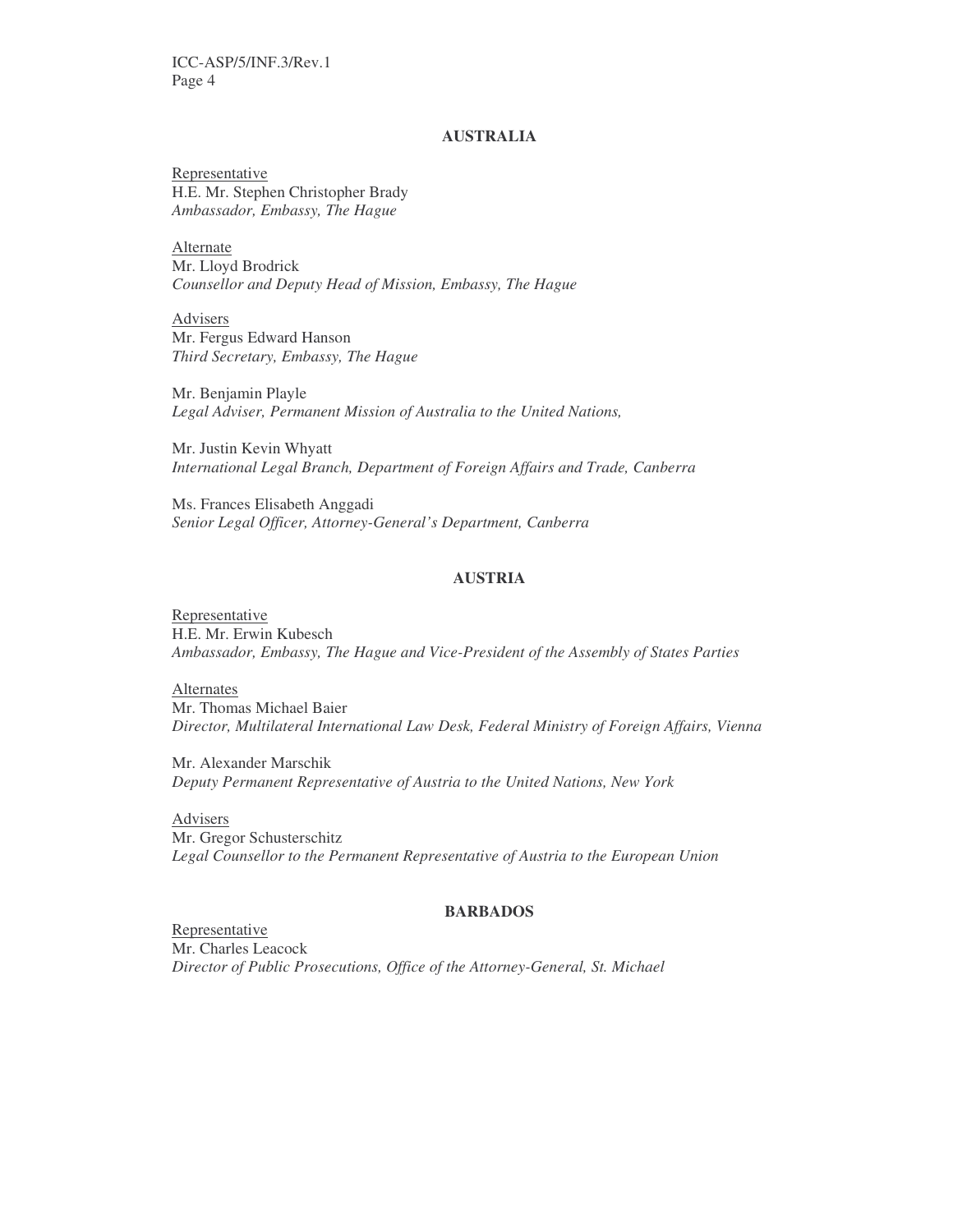## AUSTRALIA

Representative
H.E. Mr. Stephen Christopher Brady
*Ambassador, Embassy, The Hague*

Alternate
Mr. Lloyd Brodrick
*Counsellor and Deputy Head of Mission, Embassy, The Hague*

Advisers
Mr. Fergus Edward Hanson
*Third Secretary, Embassy, The Hague*

Mr. Benjamin Playle
*Legal Adviser, Permanent Mission of Australia to the United Nations,*

Mr. Justin Kevin Whyatt
*International Legal Branch, Department of Foreign Affairs and Trade, Canberra*

Ms. Frances Elisabeth Anggadi
*Senior Legal Officer, Attorney-General's Department, Canberra*

## AUSTRIA

Representative
H.E. Mr. Erwin Kubesch
*Ambassador, Embassy, The Hague and Vice-President of the Assembly of States Parties*

Alternates
Mr. Thomas Michael Baier
*Director, Multilateral International Law Desk, Federal Ministry of Foreign Affairs, Vienna*

Mr. Alexander Marschik
*Deputy Permanent Representative of Austria to the United Nations, New York*

Advisers
Mr. Gregor Schusterschitz
*Legal Counsellor to the Permanent Representative of Austria to the European Union*

## BARBADOS

Representative
Mr. Charles Leacock
*Director of Public Prosecutions, Office of the Attorney-General, St. Michael*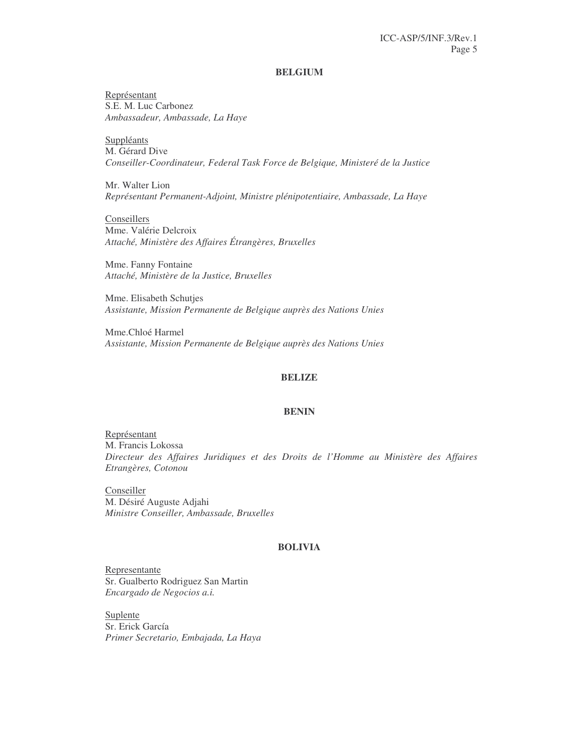**BELGIUM**

Représentant
S.E. M. Luc Carbonez
*Ambassadeur, Ambassade, La Haye*

Suppléants
M. Gérard Dive
*Conseiller-Coordinateur, Federal Task Force de Belgique, Ministeré de la Justice*

Mr. Walter Lion
*Représentant Permanent-Adjoint, Ministre plénipotentiaire, Ambassade, La Haye*

Conseillers
Mme. Valérie Delcroix
*Attaché, Ministère des Affaires Étrangères, Bruxelles*

Mme. Fanny Fontaine
*Attaché, Ministère de la Justice, Bruxelles*

Mme. Elisabeth Schutjes
*Assistante, Mission Permanente de Belgique auprès des Nations Unies*

Mme.Chloé Harmel
*Assistante, Mission Permanente de Belgique auprès des Nations Unies*

**BELIZE**

**BENIN**

Représentant
M. Francis Lokossa
*Directeur des Affaires Juridiques et des Droits de l'Homme au Ministère des Affaires Etrangères, Cotonou*

Conseiller
M. Désiré Auguste Adjahi
*Ministre Conseiller, Ambassade, Bruxelles*

**BOLIVIA**

Representante
Sr. Gualberto Rodriguez San Martin
*Encargado de Negocios a.i.*

Suplente
Sr. Erick García
*Primer Secretario, Embajada, La Haya*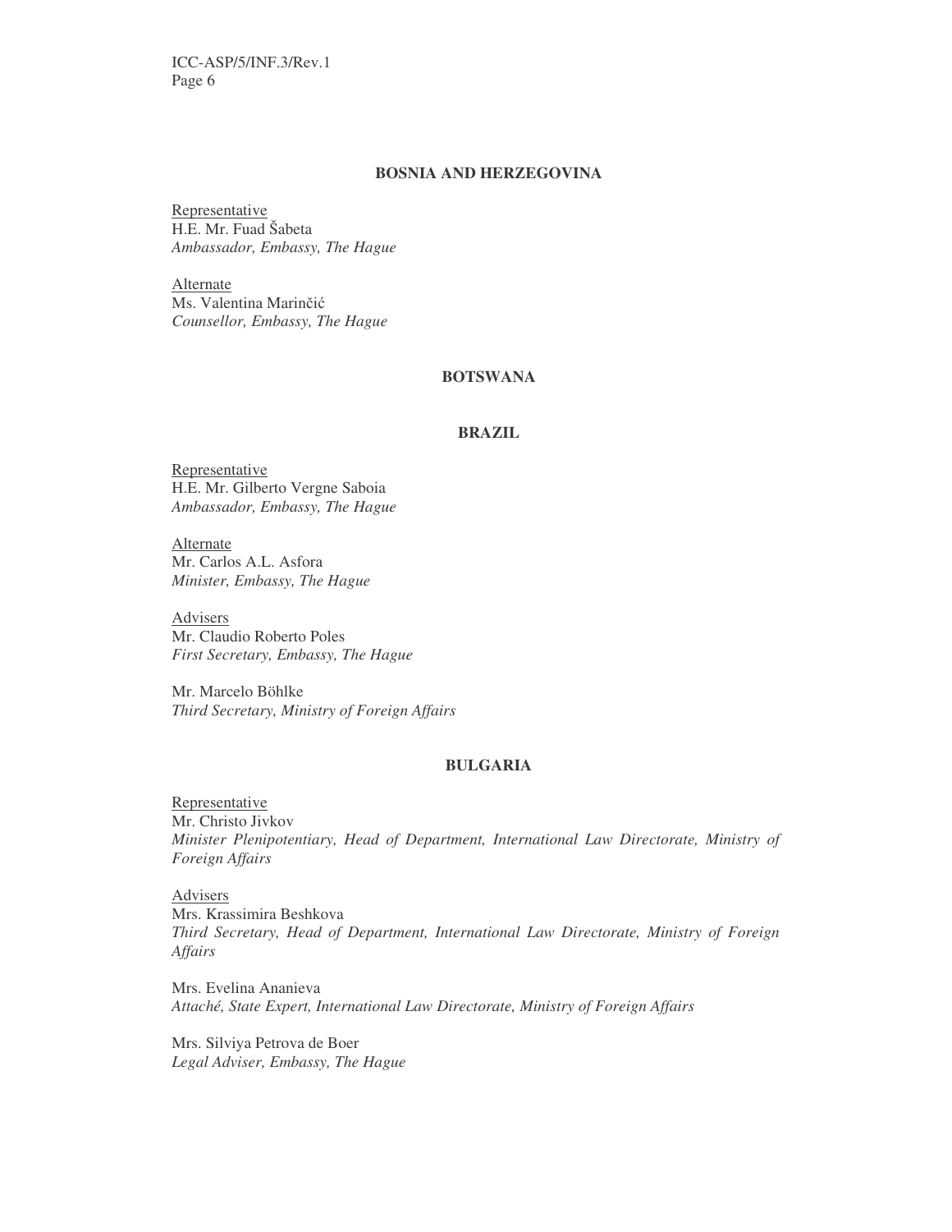**BOSNIA AND HERZEGOVINA**

Representative
H.E. Mr. Fuad Šabeta
*Ambassador, Embassy, The Hague*

Alternate
Ms. Valentina Marinčić
*Counsellor, Embassy, The Hague*

**BOTSWANA**

**BRAZIL**

Representative
H.E. Mr. Gilberto Vergne Saboia
*Ambassador, Embassy, The Hague*

Alternate
Mr. Carlos A.L. Asfora
*Minister, Embassy, The Hague*

Advisers
Mr. Claudio Roberto Poles
*First Secretary, Embassy, The Hague*

Mr. Marcelo Böhlke
*Third Secretary, Ministry of Foreign Affairs*

**BULGARIA**

Representative
Mr. Christo Jivkov
*Minister Plenipotentiary, Head of Department, International Law Directorate, Ministry of Foreign Affairs*

Advisers
Mrs. Krassimira Beshkova
*Third Secretary, Head of Department, International Law Directorate, Ministry of Foreign Affairs*

Mrs. Evelina Ananieva
*Attaché, State Expert, International Law Directorate, Ministry of Foreign Affairs*

Mrs. Silviya Petrova de Boer
*Legal Adviser, Embassy, The Hague*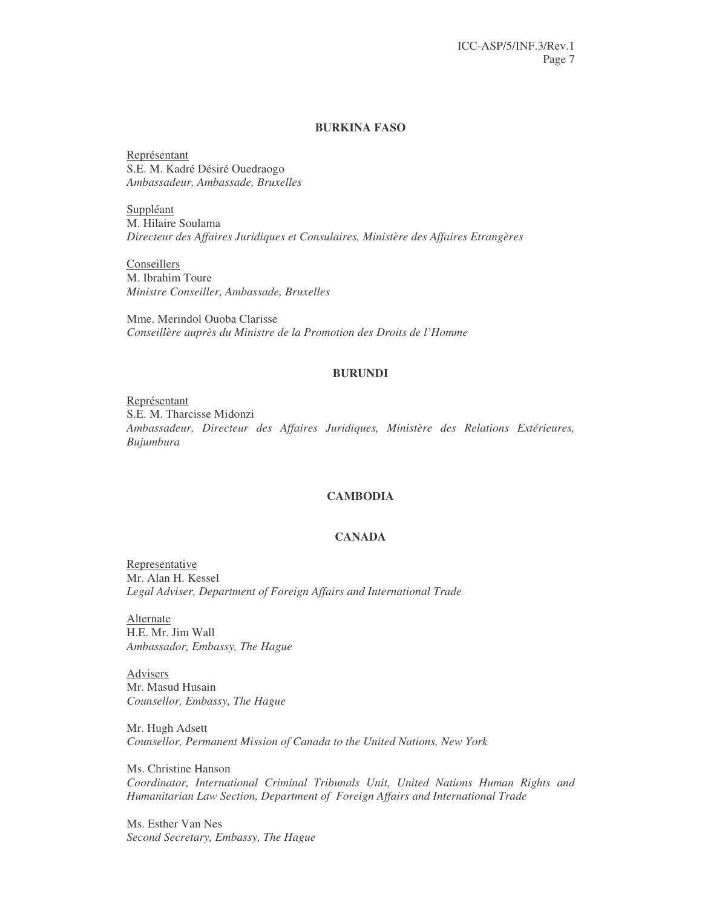### BURKINA FASO

Représentant
S.E. M. Kadré Désiré Ouedraogo
*Ambassadeur, Ambassade, Bruxelles*

Suppléant
M. Hilaire Soulama
*Directeur des Affaires Juridiques et Consulaires, Ministère des Affaires Etrangères*

Conseillers
M. Ibrahim Toure
*Ministre Conseiller, Ambassade, Bruxelles*

Mme. Merindol Ouoba Clarisse
*Conseillère auprès du Ministre de la Promotion des Droits de l'Homme*

### BURUNDI

Représentant
S.E. M. Tharcisse Midonzi
*Ambassadeur, Directeur des Affaires Juridiques, Ministère des Relations Extérieures, Bujumbura*

### CAMBODIA

### CANADA

Representative
Mr. Alan H. Kessel
*Legal Adviser, Department of Foreign Affairs and International Trade*

Alternate
H.E. Mr. Jim Wall
*Ambassador, Embassy, The Hague*

Advisers
Mr. Masud Husain
*Counsellor, Embassy, The Hague*

Mr. Hugh Adsett
*Counsellor, Permanent Mission of Canada to the United Nations, New York*

Ms. Christine Hanson
*Coordinator, International Criminal Tribunals Unit, United Nations Human Rights and Humanitarian Law Section, Department of Foreign Affairs and International Trade*

Ms. Esther Van Nes
*Second Secretary, Embassy, The Hague*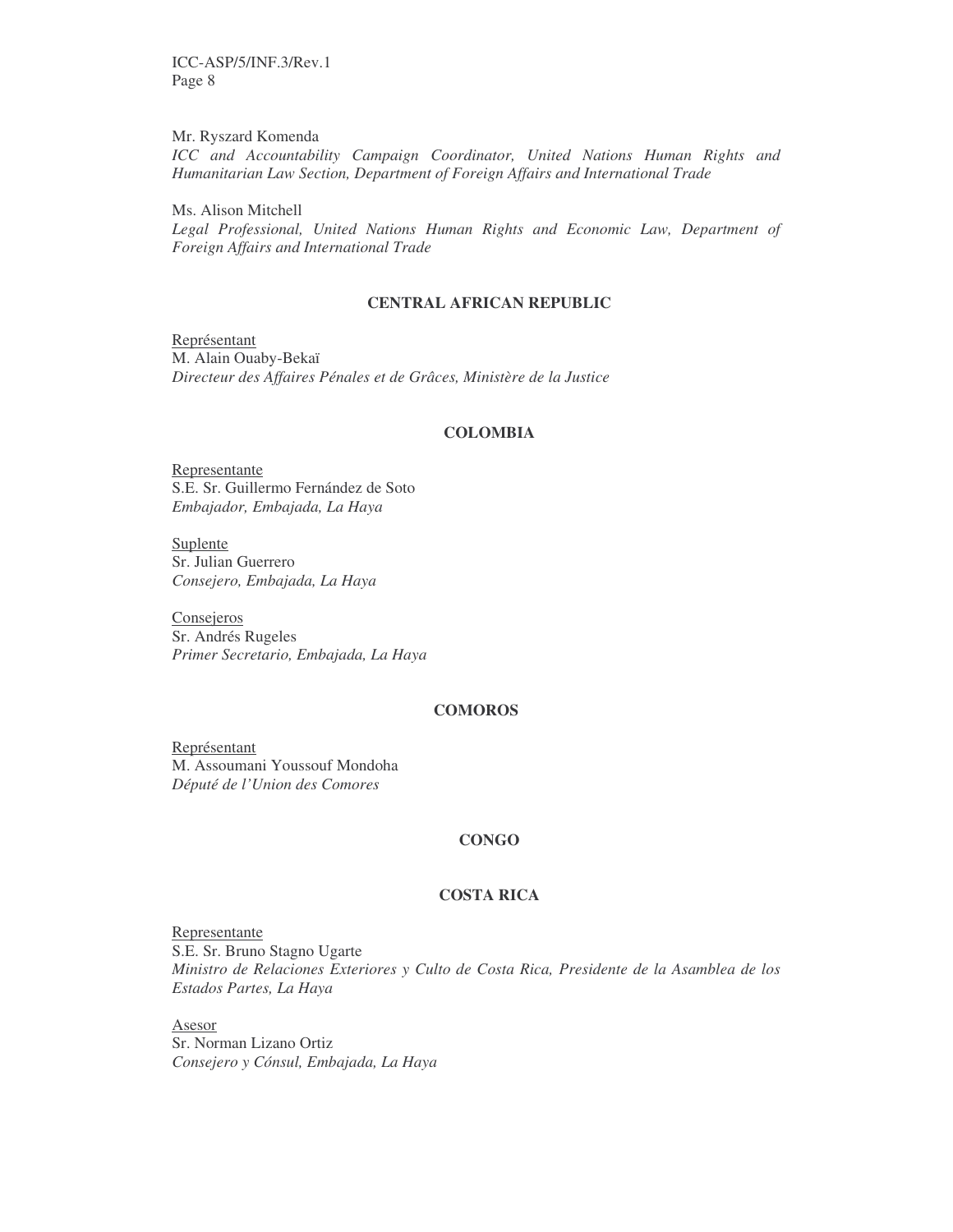Mr. Ryszard Komenda
*ICC and Accountability Campaign Coordinator, United Nations Human Rights and Humanitarian Law Section, Department of Foreign Affairs and International Trade*

Ms. Alison Mitchell
*Legal Professional, United Nations Human Rights and Economic Law, Department of Foreign Affairs and International Trade*

**CENTRAL AFRICAN REPUBLIC**

Représentant
M. Alain Ouaby-Bekaï
*Directeur des Affaires Pénales et de Grâces, Ministère de la Justice*

**COLOMBIA**

Representante
S.E. Sr. Guillermo Fernández de Soto
*Embajador, Embajada, La Haya*

Suplente
Sr. Julian Guerrero
*Consejero, Embajada, La Haya*

Consejeros
Sr. Andrés Rugeles
*Primer Secretario, Embajada, La Haya*

**COMOROS**

Représentant
M. Assoumani Youssouf Mondoha
*Député de l'Union des Comores*

**CONGO**

**COSTA RICA**

Representante
S.E. Sr. Bruno Stagno Ugarte
*Ministro de Relaciones Exteriores y Culto de Costa Rica, Presidente de la Asamblea de los Estados Partes, La Haya*

Asesor
Sr. Norman Lizano Ortiz
*Consejero y Cónsul, Embajada, La Haya*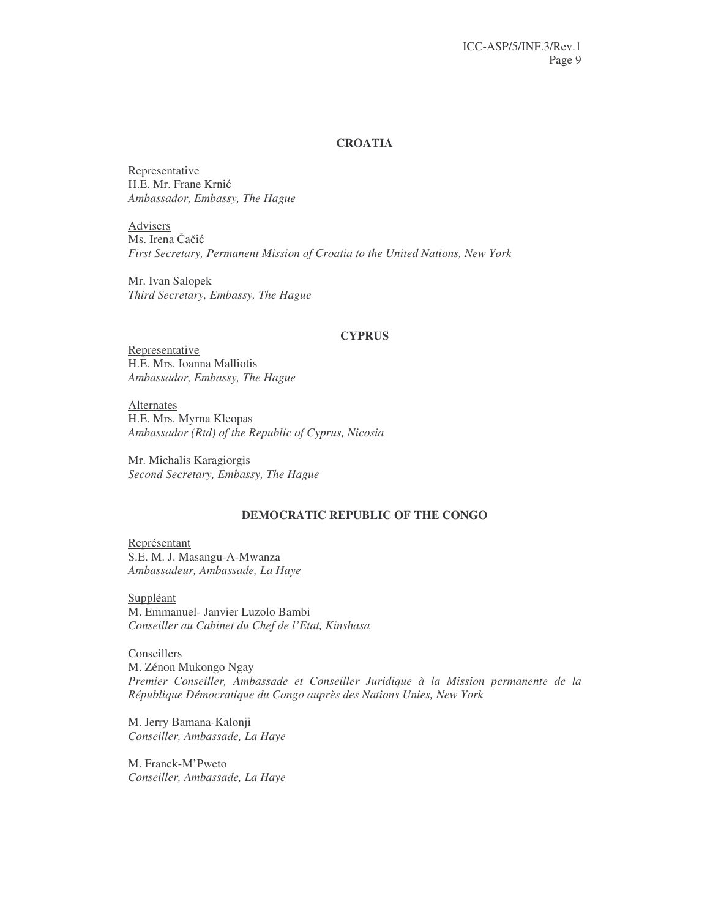## CROATIA

Representative
H.E. Mr. Frane Krnić
*Ambassador, Embassy, The Hague*

Advisers
Ms. Irena Čačić
*First Secretary, Permanent Mission of Croatia to the United Nations, New York*

Mr. Ivan Salopek
*Third Secretary, Embassy, The Hague*

## CYPRUS

Representative
H.E. Mrs. Ioanna Malliotis
*Ambassador, Embassy, The Hague*

Alternates
H.E. Mrs. Myrna Kleopas
*Ambassador (Rtd) of the Republic of Cyprus, Nicosia*

Mr. Michalis Karagiorgis
*Second Secretary, Embassy, The Hague*

## DEMOCRATIC REPUBLIC OF THE CONGO

Représentant
S.E. M. J. Masangu-A-Mwanza
*Ambassadeur, Ambassade, La Haye*

Suppléant
M. Emmanuel- Janvier Luzolo Bambi
*Conseiller au Cabinet du Chef de l'Etat, Kinshasa*

Conseillers
M. Zénon Mukongo Ngay
*Premier Conseiller, Ambassade et Conseiller Juridique à la Mission permanente de la République Démocratique du Congo auprès des Nations Unies, New York*

M. Jerry Bamana-Kalonji
*Conseiller, Ambassade, La Haye*

M. Franck-M'Pweto
*Conseiller, Ambassade, La Haye*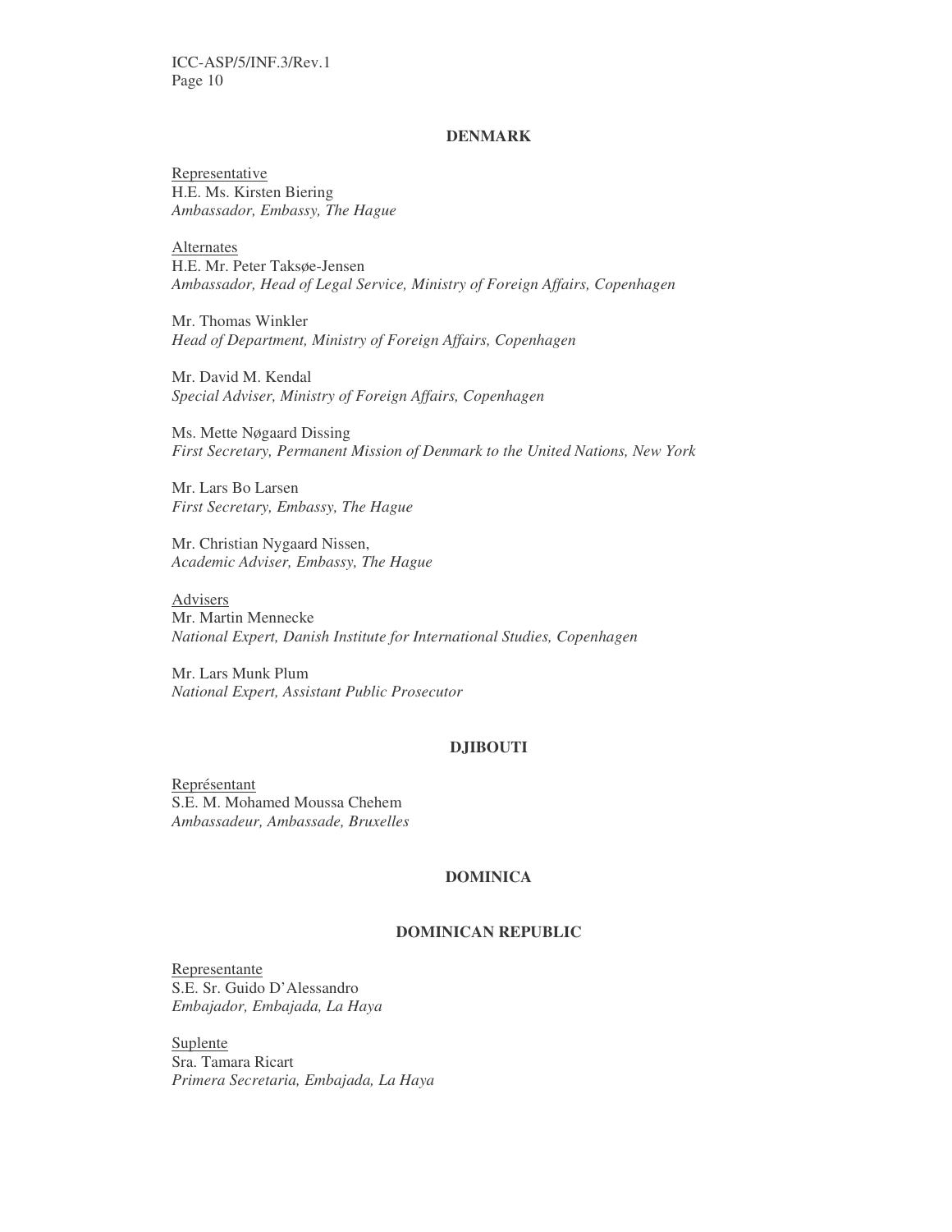## DENMARK

Representative
H.E. Ms. Kirsten Biering
*Ambassador, Embassy, The Hague*

Alternates
H.E. Mr. Peter Taksøe-Jensen
*Ambassador, Head of Legal Service, Ministry of Foreign Affairs, Copenhagen*

Mr. Thomas Winkler
*Head of Department, Ministry of Foreign Affairs, Copenhagen*

Mr. David M. Kendal
*Special Adviser, Ministry of Foreign Affairs, Copenhagen*

Ms. Mette Nøgaard Dissing
*First Secretary, Permanent Mission of Denmark to the United Nations, New York*

Mr. Lars Bo Larsen
*First Secretary, Embassy, The Hague*

Mr. Christian Nygaard Nissen,
*Academic Adviser, Embassy, The Hague*

Advisers
Mr. Martin Mennecke
*National Expert, Danish Institute for International Studies, Copenhagen*

Mr. Lars Munk Plum
*National Expert, Assistant Public Prosecutor*

## DJIBOUTI

Représentant
S.E. M. Mohamed Moussa Chehem
*Ambassadeur, Ambassade, Bruxelles*

## DOMINICA

## DOMINICAN REPUBLIC

Representante
S.E. Sr. Guido D'Alessandro
*Embajador, Embajada, La Haya*

Suplente
Sra. Tamara Ricart
*Primera Secretaria, Embajada, La Haya*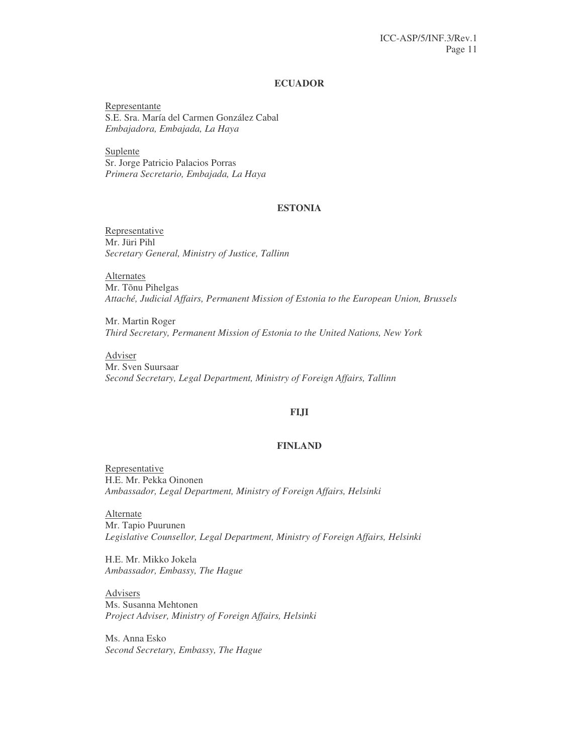**ECUADOR**

Representante
S.E. Sra. María del Carmen González Cabal
*Embajadora, Embajada, La Haya*

Suplente
Sr. Jorge Patricio Palacios Porras
*Primera Secretario, Embajada, La Haya*

**ESTONIA**

Representative
Mr. Jüri Pihl
*Secretary General, Ministry of Justice, Tallinn*

Alternates
Mr. Tõnu Pihelgas
*Attaché, Judicial Affairs, Permanent Mission of Estonia to the European Union, Brussels*

Mr. Martin Roger
*Third Secretary, Permanent Mission of Estonia to the United Nations, New York*

Adviser
Mr. Sven Suursaar
*Second Secretary, Legal Department, Ministry of Foreign Affairs, Tallinn*

**FIJI**

**FINLAND**

Representative
H.E. Mr. Pekka Oinonen
*Ambassador, Legal Department, Ministry of Foreign Affairs, Helsinki*

Alternate
Mr. Tapio Puurunen
*Legislative Counsellor, Legal Department, Ministry of Foreign Affairs, Helsinki*

H.E. Mr. Mikko Jokela
*Ambassador, Embassy, The Hague*

Advisers
Ms. Susanna Mehtonen
*Project Adviser, Ministry of Foreign Affairs, Helsinki*

Ms. Anna Esko
*Second Secretary, Embassy, The Hague*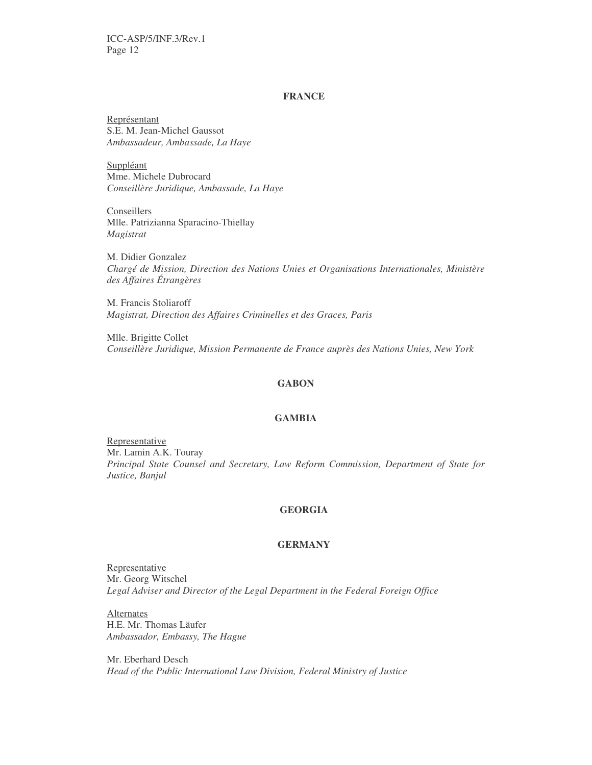**FRANCE**

Représentant
S.E. M. Jean-Michel Gaussot
*Ambassadeur, Ambassade, La Haye*

Suppléant
Mme. Michele Dubrocard
*Conseillère Juridique, Ambassade, La Haye*

Conseillers
Mlle. Patrizianna Sparacino-Thiellay
*Magistrat*

M. Didier Gonzalez
*Chargé de Mission, Direction des Nations Unies et Organisations Internationales, Ministère des Affaires Étrangères*

M. Francis Stoliaroff
*Magistrat, Direction des Affaires Criminelles et des Graces, Paris*

Mlle. Brigitte Collet
*Conseillère Juridique, Mission Permanente de France auprès des Nations Unies, New York*

**GABON**

**GAMBIA**

Representative
Mr. Lamin A.K. Touray
*Principal State Counsel and Secretary, Law Reform Commission, Department of State for Justice, Banjul*

**GEORGIA**

**GERMANY**

Representative
Mr. Georg Witschel
*Legal Adviser and Director of the Legal Department in the Federal Foreign Office*

Alternates
H.E. Mr. Thomas Läufer
*Ambassador, Embassy, The Hague*

Mr. Eberhard Desch
*Head of the Public International Law Division, Federal Ministry of Justice*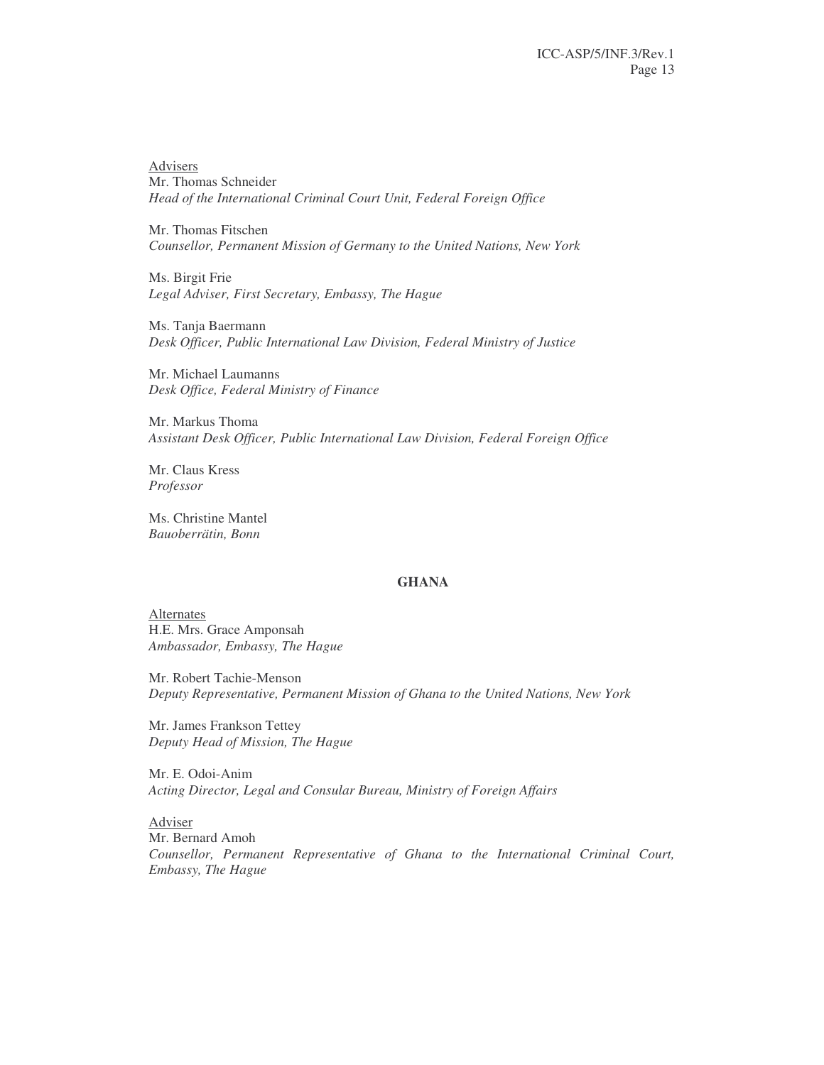Advisers

Mr. Thomas Schneider
*Head of the International Criminal Court Unit, Federal Foreign Office*

Mr. Thomas Fitschen
*Counsellor, Permanent Mission of Germany to the United Nations, New York*

Ms. Birgit Frie
*Legal Adviser, First Secretary, Embassy, The Hague*

Ms. Tanja Baermann
*Desk Officer, Public International Law Division, Federal Ministry of Justice*

Mr. Michael Laumanns
*Desk Office, Federal Ministry of Finance*

Mr. Markus Thoma
*Assistant Desk Officer, Public International Law Division, Federal Foreign Office*

Mr. Claus Kress
*Professor*

Ms. Christine Mantel
*Bauoberrätin, Bonn*

**GHANA**

Alternates

H.E. Mrs. Grace Amponsah
*Ambassador, Embassy, The Hague*

Mr. Robert Tachie-Menson
*Deputy Representative, Permanent Mission of Ghana to the United Nations, New York*

Mr. James Frankson Tettey
*Deputy Head of Mission, The Hague*

Mr. E. Odoi-Anim
*Acting Director, Legal and Consular Bureau, Ministry of Foreign Affairs*

Adviser

Mr. Bernard Amoh
*Counsellor, Permanent Representative of Ghana to the International Criminal Court, Embassy, The Hague*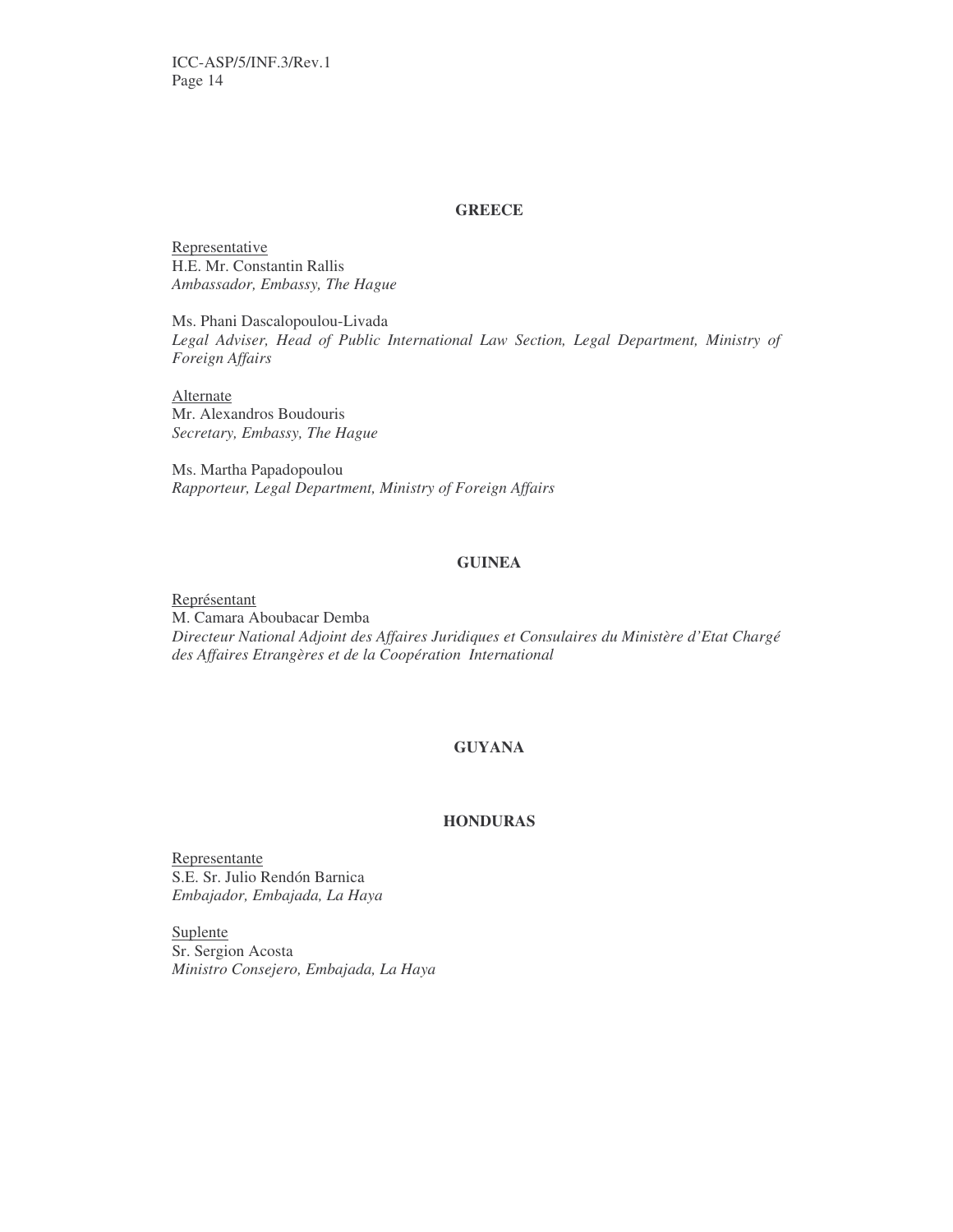**GREECE**

Representative
H.E. Mr. Constantin Rallis
*Ambassador, Embassy, The Hague*

Ms. Phani Dascalopoulou-Livada
*Legal Adviser, Head of Public International Law Section, Legal Department, Ministry of Foreign Affairs*

Alternate
Mr. Alexandros Boudouris
*Secretary, Embassy, The Hague*

Ms. Martha Papadopoulou
*Rapporteur, Legal Department, Ministry of Foreign Affairs*

**GUINEA**

Représentant
M. Camara Aboubacar Demba
*Directeur National Adjoint des Affaires Juridiques et Consulaires du Ministère d'Etat Chargé des Affaires Etrangères et de la Coopération International*

**GUYANA**

**HONDURAS**

Representante
S.E. Sr. Julio Rendón Barnica
*Embajador, Embajada, La Haya*

Suplente
Sr. Sergion Acosta
*Ministro Consejero, Embajada, La Haya*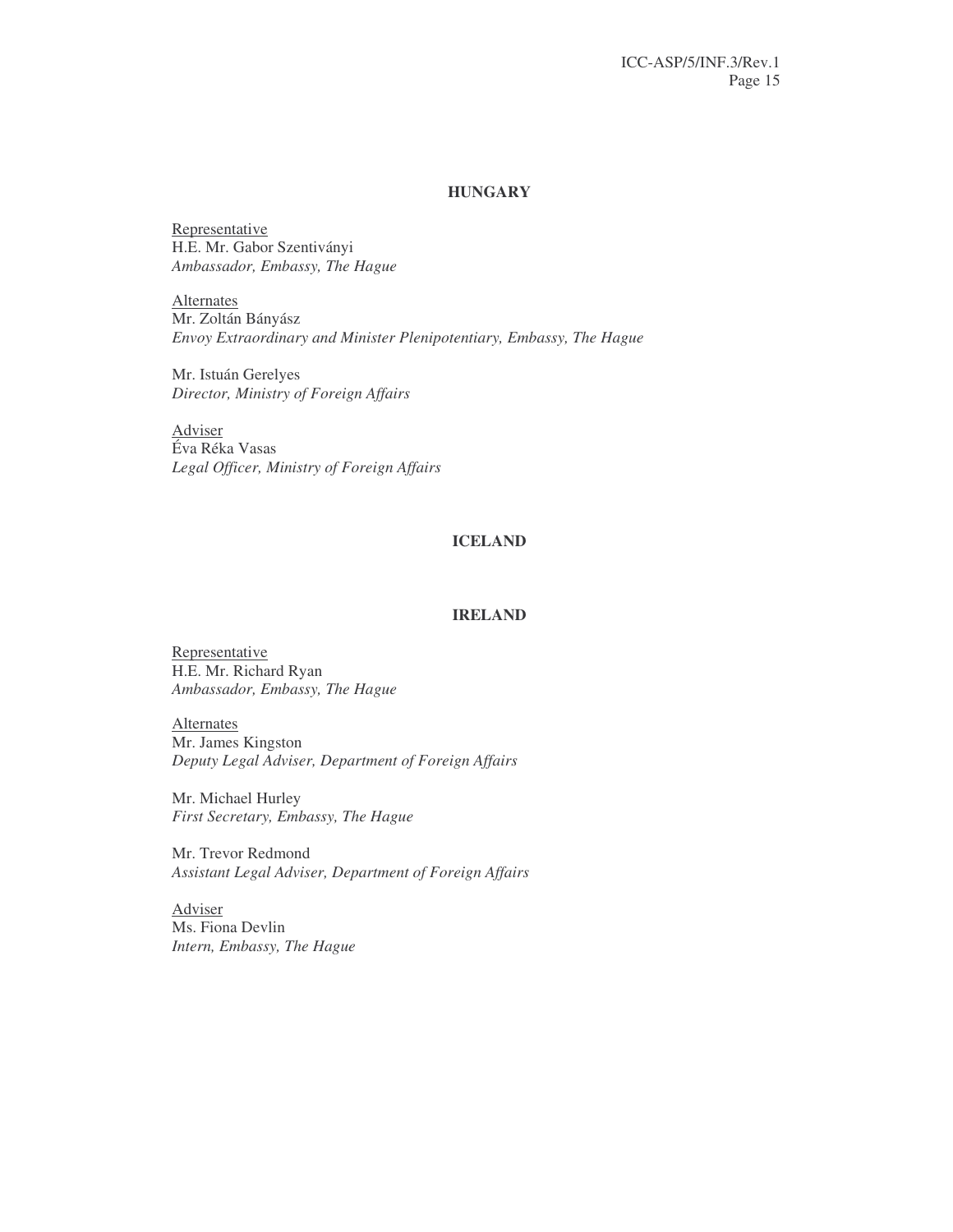## HUNGARY

Representative
H.E. Mr. Gabor Szentiványi
*Ambassador, Embassy, The Hague*

Alternates
Mr. Zoltán Bányász
*Envoy Extraordinary and Minister Plenipotentiary, Embassy, The Hague*

Mr. Istuán Gerelyes
*Director, Ministry of Foreign Affairs*

Adviser
Éva Réka Vasas
*Legal Officer, Ministry of Foreign Affairs*

## ICELAND

## IRELAND

Representative
H.E. Mr. Richard Ryan
*Ambassador, Embassy, The Hague*

Alternates
Mr. James Kingston
*Deputy Legal Adviser, Department of Foreign Affairs*

Mr. Michael Hurley
*First Secretary, Embassy, The Hague*

Mr. Trevor Redmond
*Assistant Legal Adviser, Department of Foreign Affairs*

Adviser
Ms. Fiona Devlin
*Intern, Embassy, The Hague*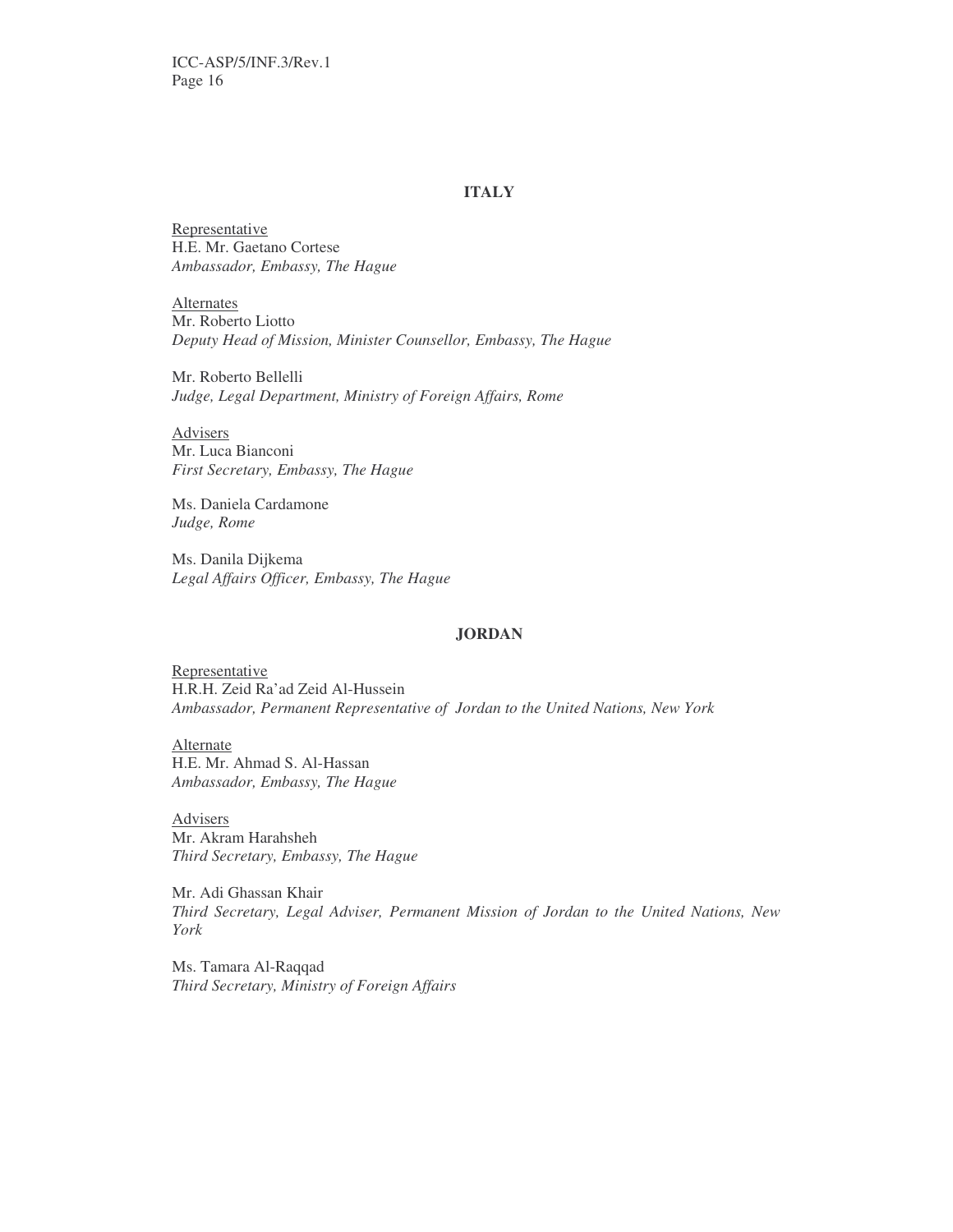## ITALY

Representative
H.E. Mr. Gaetano Cortese
*Ambassador, Embassy, The Hague*

Alternates
Mr. Roberto Liotto
*Deputy Head of Mission, Minister Counsellor, Embassy, The Hague*

Mr. Roberto Bellelli
*Judge, Legal Department, Ministry of Foreign Affairs, Rome*

Advisers
Mr. Luca Bianconi
*First Secretary, Embassy, The Hague*

Ms. Daniela Cardamone
*Judge, Rome*

Ms. Danila Dijkema
*Legal Affairs Officer, Embassy, The Hague*

## JORDAN

Representative
H.R.H. Zeid Ra'ad Zeid Al-Hussein
*Ambassador, Permanent Representative of Jordan to the United Nations, New York*

Alternate
H.E. Mr. Ahmad S. Al-Hassan
*Ambassador, Embassy, The Hague*

Advisers
Mr. Akram Harahsheh
*Third Secretary, Embassy, The Hague*

Mr. Adi Ghassan Khair
*Third Secretary, Legal Adviser, Permanent Mission of Jordan to the United Nations, New York*

Ms. Tamara Al-Raqqad
*Third Secretary, Ministry of Foreign Affairs*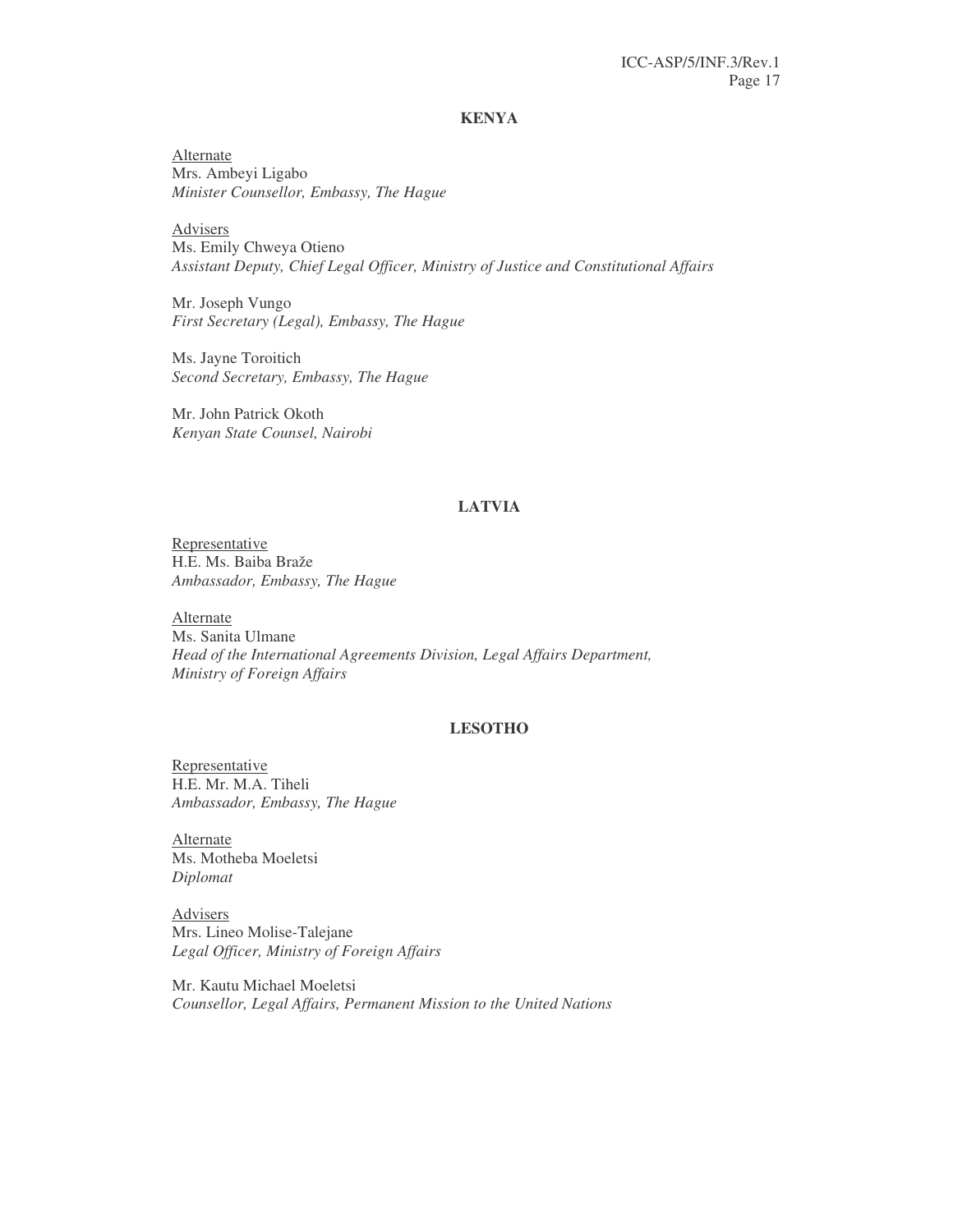### KENYA

<u>Alternate</u>
Mrs. Ambeyi Ligabo
*Minister Counsellor, Embassy, The Hague*

<u>Advisers</u>
Ms. Emily Chweya Otieno
*Assistant Deputy, Chief Legal Officer, Ministry of Justice and Constitutional Affairs*

Mr. Joseph Vungo
*First Secretary (Legal), Embassy, The Hague*

Ms. Jayne Toroitich
*Second Secretary, Embassy, The Hague*

Mr. John Patrick Okoth
*Kenyan State Counsel, Nairobi*

### LATVIA

<u>Representative</u>
H.E. Ms. Baiba Braže
*Ambassador, Embassy, The Hague*

<u>Alternate</u>
Ms. Sanita Ulmane
*Head of the International Agreements Division, Legal Affairs Department, Ministry of Foreign Affairs*

### LESOTHO

<u>Representative</u>
H.E. Mr. M.A. Tiheli
*Ambassador, Embassy, The Hague*

<u>Alternate</u>
Ms. Motheba Moeletsi
*Diplomat*

<u>Advisers</u>
Mrs. Lineo Molise-Talejane
*Legal Officer, Ministry of Foreign Affairs*

Mr. Kautu Michael Moeletsi
*Counsellor, Legal Affairs, Permanent Mission to the United Nations*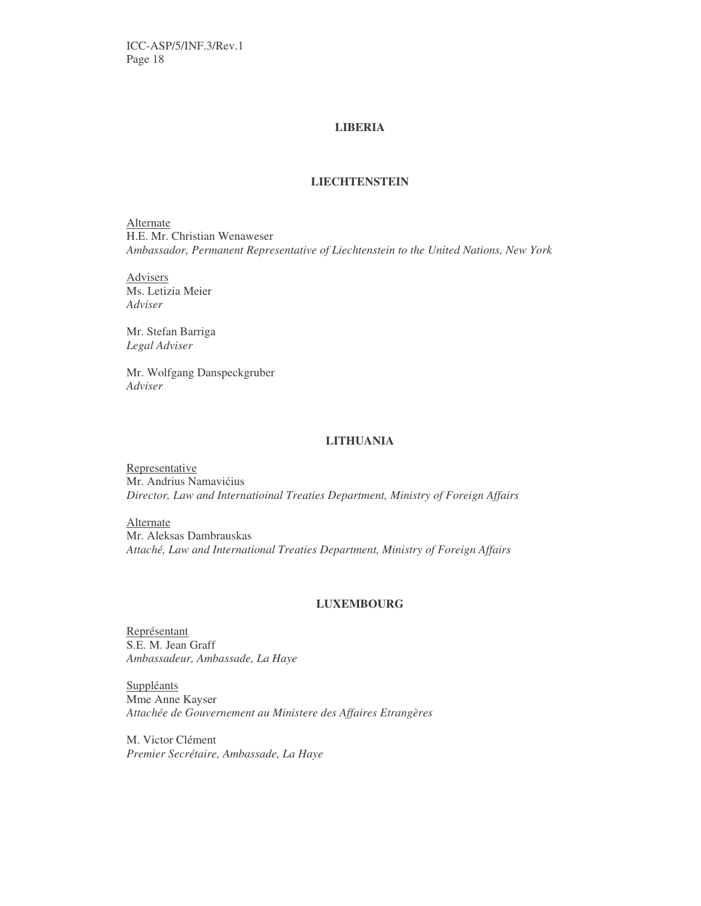## LIBERIA

## LIECHTENSTEIN

Alternate
H.E. Mr. Christian Wenaweser
*Ambassador, Permanent Representative of Liechtenstein to the United Nations, New York*

Advisers
Ms. Letizia Meier
*Adviser*

Mr. Stefan Barriga
*Legal Adviser*

Mr. Wolfgang Danspeckgruber
*Adviser*

## LITHUANIA

Representative
Mr. Andrius Namavićius
*Director, Law and Internatioinal Treaties Department, Ministry of Foreign Affairs*

Alternate
Mr. Aleksas Dambrauskas
*Attaché, Law and International Treaties Department, Ministry of Foreign Affairs*

## LUXEMBOURG

Représentant
S.E. M. Jean Graff
*Ambassadeur, Ambassade, La Haye*

Suppléants
Mme Anne Kayser
*Attachée de Gouvernement au Ministere des Affaires Etrangères*

M. Victor Clément
*Premier Secrétaire, Ambassade, La Haye*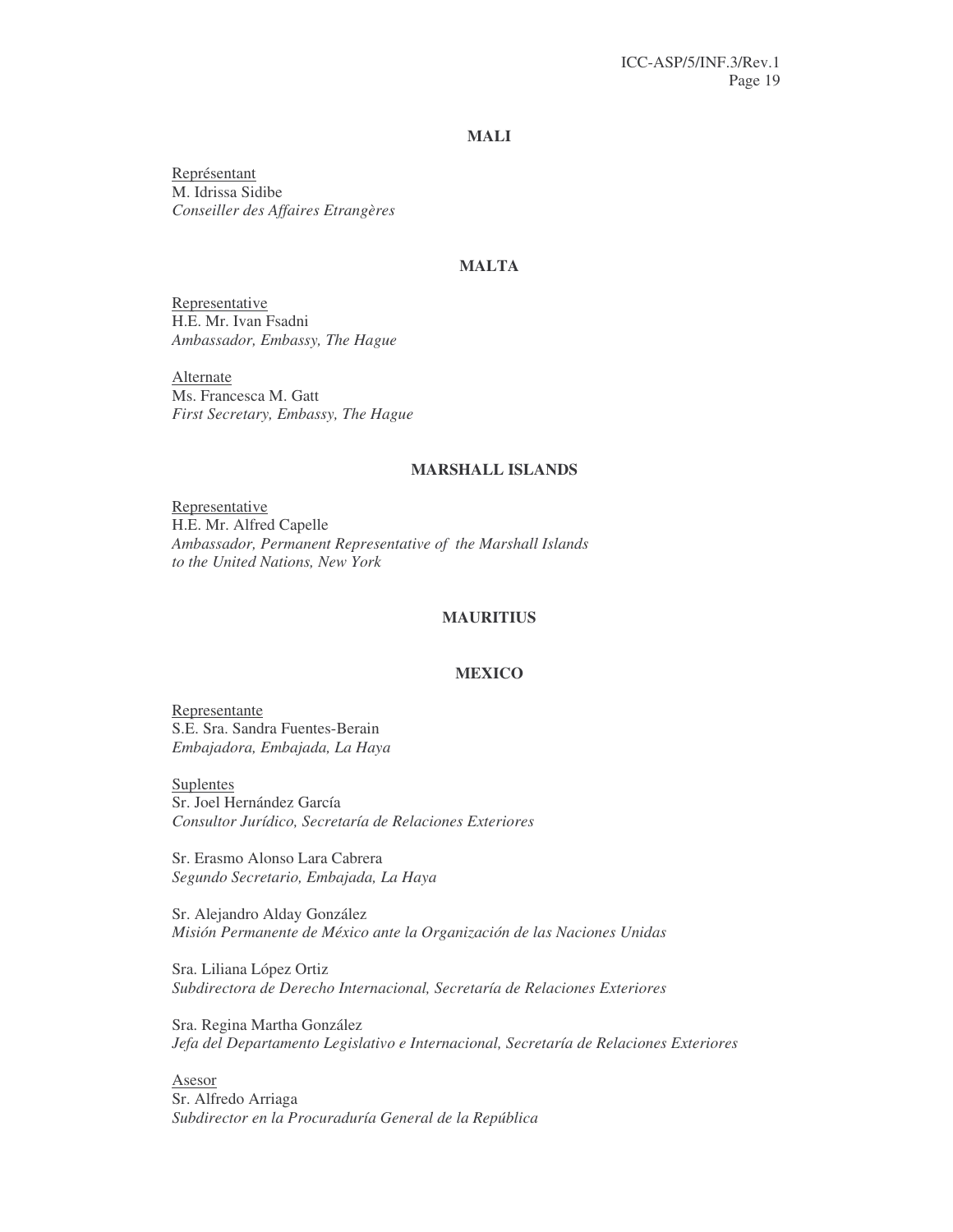## MALI

<u>Représentant</u>
M. Idrissa Sidibe
*Conseiller des Affaires Etrangères*

## MALTA

<u>Representative</u>
H.E. Mr. Ivan Fsadni
*Ambassador, Embassy, The Hague*

<u>Alternate</u>
Ms. Francesca M. Gatt
*First Secretary, Embassy, The Hague*

## MARSHALL ISLANDS

<u>Representative</u>
H.E. Mr. Alfred Capelle
*Ambassador, Permanent Representative of the Marshall Islands to the United Nations, New York*

## MAURITIUS

## MEXICO

<u>Representante</u>
S.E. Sra. Sandra Fuentes-Berain
*Embajadora, Embajada, La Haya*

<u>Suplentes</u>
Sr. Joel Hernández García
*Consultor Jurídico, Secretaría de Relaciones Exteriores*

Sr. Erasmo Alonso Lara Cabrera
*Segundo Secretario, Embajada, La Haya*

Sr. Alejandro Alday González
*Misión Permanente de México ante la Organización de las Naciones Unidas*

Sra. Liliana López Ortiz
*Subdirectora de Derecho Internacional, Secretaría de Relaciones Exteriores*

Sra. Regina Martha González
*Jefa del Departamento Legislativo e Internacional, Secretaría de Relaciones Exteriores*

<u>Asesor</u>
Sr. Alfredo Arriaga
*Subdirector en la Procuraduría General de la República*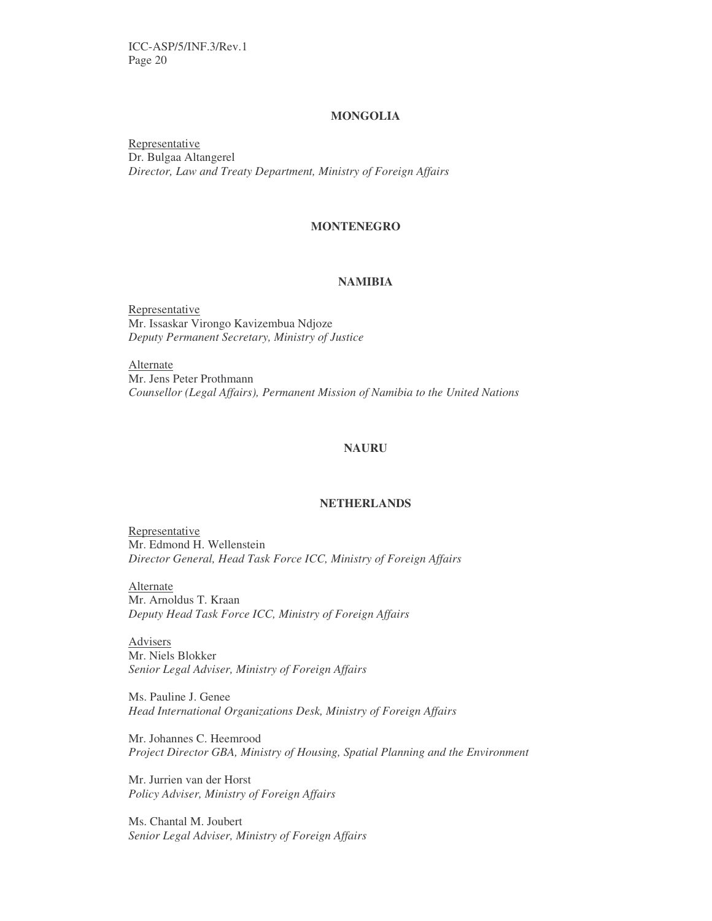## MONGOLIA

Representative
Dr. Bulgaa Altangerel
*Director, Law and Treaty Department, Ministry of Foreign Affairs*

## MONTENEGRO

## NAMIBIA

Representative
Mr. Issaskar Virongo Kavizembua Ndjoze
*Deputy Permanent Secretary, Ministry of Justice*

Alternate
Mr. Jens Peter Prothmann
*Counsellor (Legal Affairs), Permanent Mission of Namibia to the United Nations*

## NAURU

## NETHERLANDS

Representative
Mr. Edmond H. Wellenstein
*Director General, Head Task Force ICC, Ministry of Foreign Affairs*

Alternate
Mr. Arnoldus T. Kraan
*Deputy Head Task Force ICC, Ministry of Foreign Affairs*

Advisers
Mr. Niels Blokker
*Senior Legal Adviser, Ministry of Foreign Affairs*

Ms. Pauline J. Genee
*Head International Organizations Desk, Ministry of Foreign Affairs*

Mr. Johannes C. Heemrood
*Project Director GBA, Ministry of Housing, Spatial Planning and the Environment*

Mr. Jurrien van der Horst
*Policy Adviser, Ministry of Foreign Affairs*

Ms. Chantal M. Joubert
*Senior Legal Adviser, Ministry of Foreign Affairs*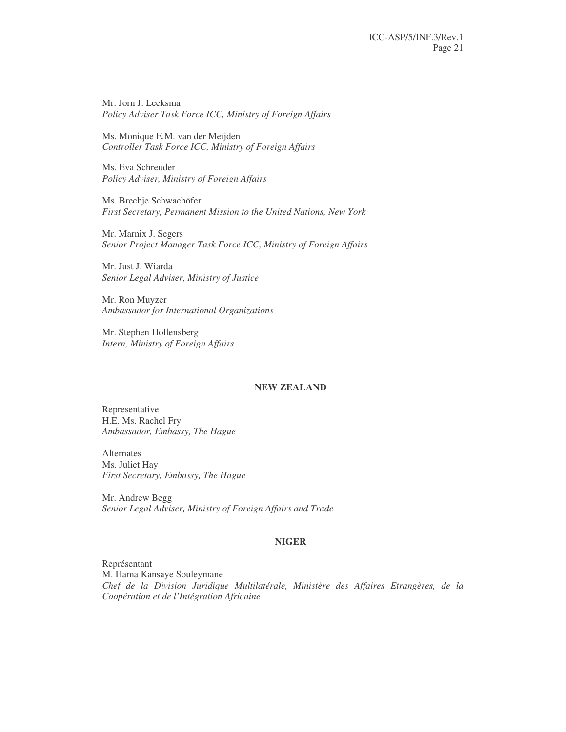Mr. Jorn J. Leeksma
*Policy Adviser Task Force ICC, Ministry of Foreign Affairs*

Ms. Monique E.M. van der Meijden
*Controller Task Force ICC, Ministry of Foreign Affairs*

Ms. Eva Schreuder
*Policy Adviser, Ministry of Foreign Affairs*

Ms. Brechje Schwachöfer
*First Secretary, Permanent Mission to the United Nations, New York*

Mr. Marnix J. Segers
*Senior Project Manager Task Force ICC, Ministry of Foreign Affairs*

Mr. Just J. Wiarda
*Senior Legal Adviser, Ministry of Justice*

Mr. Ron Muyzer
*Ambassador for International Organizations*

Mr. Stephen Hollensberg
*Intern, Ministry of Foreign Affairs*

**NEW ZEALAND**

Representative
H.E. Ms. Rachel Fry
*Ambassador, Embassy, The Hague*

Alternates
Ms. Juliet Hay
*First Secretary, Embassy, The Hague*

Mr. Andrew Begg
*Senior Legal Adviser, Ministry of Foreign Affairs and Trade*

**NIGER**

Représentant
M. Hama Kansaye Souleymane
*Chef de la Division Juridique Multilatérale, Ministère des Affaires Etrangères, de la Coopération et de l'Intégration Africaine*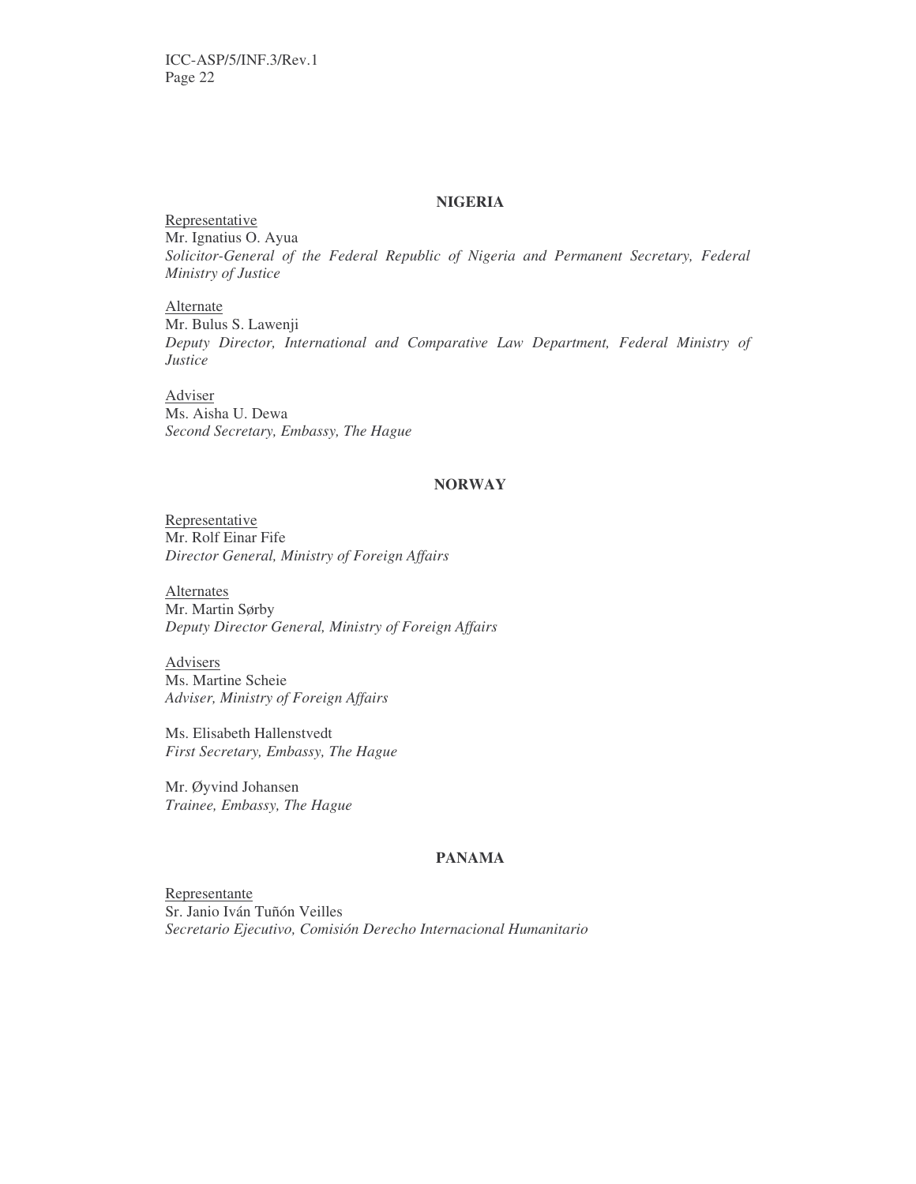**NIGERIA**

Representative
Mr. Ignatius O. Ayua
*Solicitor-General of the Federal Republic of Nigeria and Permanent Secretary, Federal Ministry of Justice*

Alternate
Mr. Bulus S. Lawenji
*Deputy Director, International and Comparative Law Department, Federal Ministry of Justice*

Adviser
Ms. Aisha U. Dewa
*Second Secretary, Embassy, The Hague*

**NORWAY**

Representative
Mr. Rolf Einar Fife
*Director General, Ministry of Foreign Affairs*

Alternates
Mr. Martin Sørby
*Deputy Director General, Ministry of Foreign Affairs*

Advisers
Ms. Martine Scheie
*Adviser, Ministry of Foreign Affairs*

Ms. Elisabeth Hallenstvedt
*First Secretary, Embassy, The Hague*

Mr. Øyvind Johansen
*Trainee, Embassy, The Hague*

**PANAMA**

Representante
Sr. Janio Iván Tuñón Veilles
*Secretario Ejecutivo, Comisión Derecho Internacional Humanitario*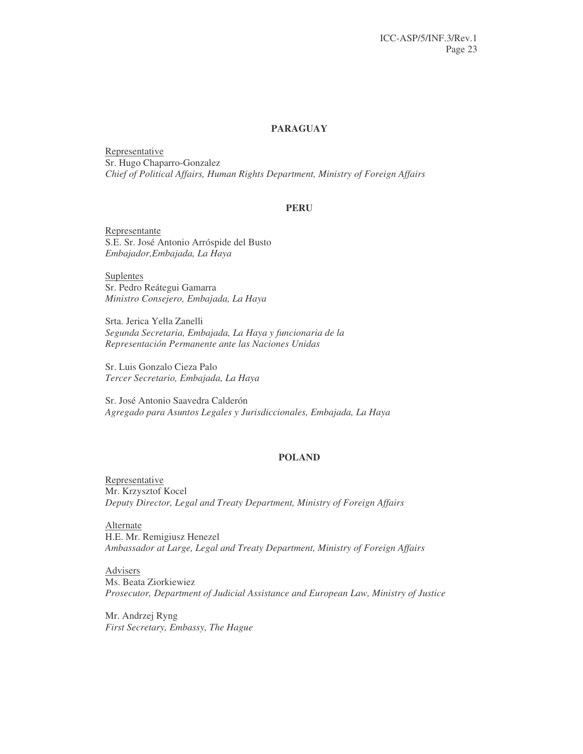**PARAGUAY**

Representative
Sr. Hugo Chaparro-Gonzalez
*Chief of Political Affairs, Human Rights Department, Ministry of Foreign Affairs*

**PERU**

Representante
S.E. Sr. José Antonio Arróspide del Busto
*Embajador,Embajada, La Haya*

Suplentes
Sr. Pedro Reátegui Gamarra
*Ministro Consejero, Embajada, La Haya*

Srta. Jerica Yella Zanelli
*Segunda Secretaria, Embajada, La Haya y funcionaria de la Representación Permanente ante las Naciones Unidas*

Sr. Luis Gonzalo Cieza Palo
*Tercer Secretario, Embajada, La Haya*

Sr. José Antonio Saavedra Calderón
*Agregado para Asuntos Legales y Jurisdiccionales, Embajada, La Haya*

**POLAND**

Representative
Mr. Krzysztof Kocel
*Deputy Director, Legal and Treaty Department, Ministry of Foreign Affairs*

Alternate
H.E. Mr. Remigiusz Henezel
*Ambassador at Large, Legal and Treaty Department, Ministry of Foreign Affairs*

Advisers
Ms. Beata Ziorkiewiez
*Prosecutor, Department of Judicial Assistance and European Law, Ministry of Justice*

Mr. Andrzej Ryng
*First Secretary, Embassy, The Hague*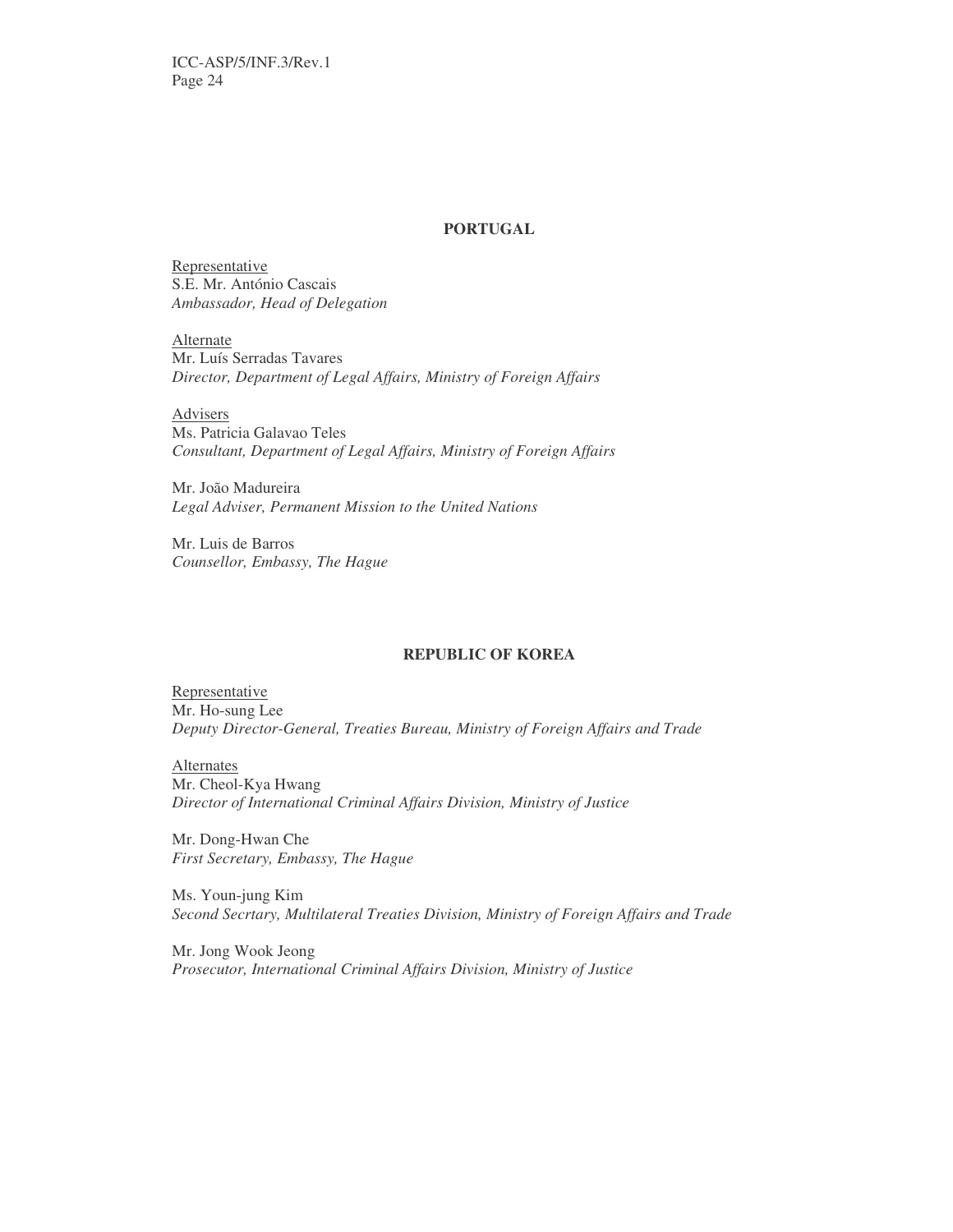**PORTUGAL**

Representative
S.E. Mr. António Cascais
*Ambassador, Head of Delegation*

Alternate
Mr. Luís Serradas Tavares
*Director, Department of Legal Affairs, Ministry of Foreign Affairs*

Advisers
Ms. Patricia Galavao Teles
*Consultant, Department of Legal Affairs, Ministry of Foreign Affairs*

Mr. João Madureira
*Legal Adviser, Permanent Mission to the United Nations*

Mr. Luis de Barros
*Counsellor, Embassy, The Hague*

**REPUBLIC OF KOREA**

Representative
Mr. Ho-sung Lee
*Deputy Director-General, Treaties Bureau, Ministry of Foreign Affairs and Trade*

Alternates
Mr. Cheol-Kya Hwang
*Director of International Criminal Affairs Division, Ministry of Justice*

Mr. Dong-Hwan Che
*First Secretary, Embassy, The Hague*

Ms. Youn-jung Kim
*Second Secrtary, Multilateral Treaties Division, Ministry of Foreign Affairs and Trade*

Mr. Jong Wook Jeong
*Prosecutor, International Criminal Affairs Division, Ministry of Justice*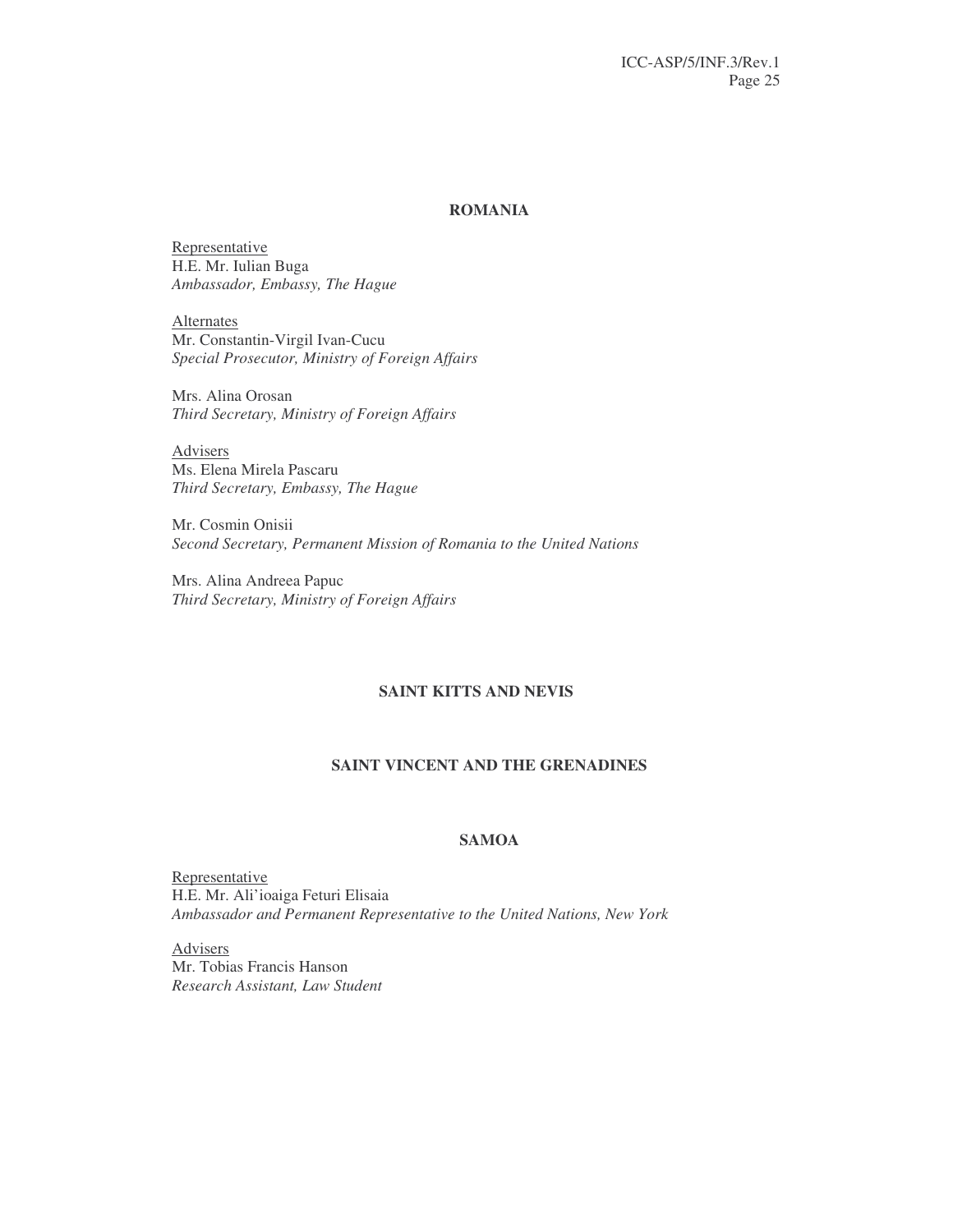**ROMANIA**

Representative
H.E. Mr. Iulian Buga
*Ambassador, Embassy, The Hague*

Alternates
Mr. Constantin-Virgil Ivan-Cucu
*Special Prosecutor, Ministry of Foreign Affairs*

Mrs. Alina Orosan
*Third Secretary, Ministry of Foreign Affairs*

Advisers
Ms. Elena Mirela Pascaru
*Third Secretary, Embassy, The Hague*

Mr. Cosmin Onisii
*Second Secretary, Permanent Mission of Romania to the United Nations*

Mrs. Alina Andreea Papuc
*Third Secretary, Ministry of Foreign Affairs*

**SAINT KITTS AND NEVIS**

**SAINT VINCENT AND THE GRENADINES**

**SAMOA**

Representative
H.E. Mr. Ali'ioaiga Feturi Elisaia
*Ambassador and Permanent Representative to the United Nations, New York*

Advisers
Mr. Tobias Francis Hanson
*Research Assistant, Law Student*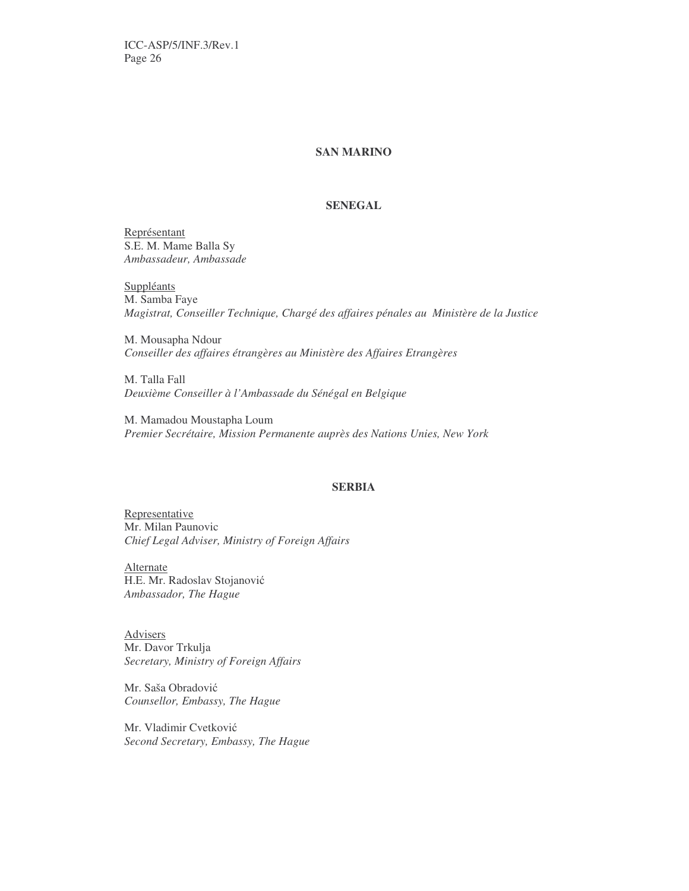## SAN MARINO

## SENEGAL

Représentant
S.E. M. Mame Balla Sy
*Ambassadeur, Ambassade*

Suppléants
M. Samba Faye
*Magistrat, Conseiller Technique, Chargé des affaires pénales au Ministère de la Justice*

M. Mousapha Ndour
*Conseiller des affaires étrangères au Ministère des Affaires Etrangères*

M. Talla Fall
*Deuxième Conseiller à l'Ambassade du Sénégal en Belgique*

M. Mamadou Moustapha Loum
*Premier Secrétaire, Mission Permanente auprès des Nations Unies, New York*

## SERBIA

Representative
Mr. Milan Paunovic
*Chief Legal Adviser, Ministry of Foreign Affairs*

Alternate
H.E. Mr. Radoslav Stojanović
*Ambassador, The Hague*

Advisers
Mr. Davor Trkulja
*Secretary, Ministry of Foreign Affairs*

Mr. Saša Obradović
*Counsellor, Embassy, The Hague*

Mr. Vladimir Cvetković
*Second Secretary, Embassy, The Hague*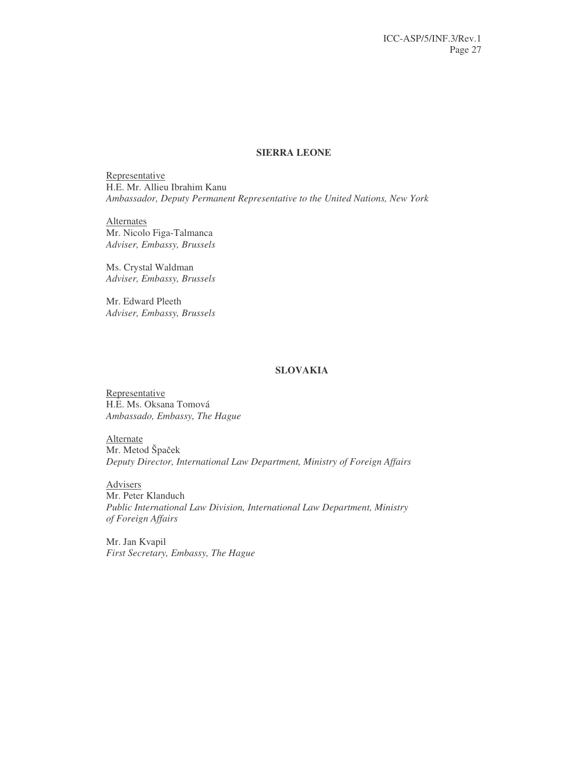### SIERRA LEONE

Representative
H.E. Mr. Allieu Ibrahim Kanu
*Ambassador, Deputy Permanent Representative to the United Nations, New York*

Alternates
Mr. Nicolo Figa-Talmanca
*Adviser, Embassy, Brussels*

Ms. Crystal Waldman
*Adviser, Embassy, Brussels*

Mr. Edward Pleeth
*Adviser, Embassy, Brussels*

### SLOVAKIA

Representative
H.E. Ms. Oksana Tomová
*Ambassado, Embassy, The Hague*

Alternate
Mr. Metod Špaček
*Deputy Director, International Law Department, Ministry of Foreign Affairs*

Advisers
Mr. Peter Klanduch
*Public International Law Division, International Law Department, Ministry of Foreign Affairs*

Mr. Jan Kvapil
*First Secretary, Embassy, The Hague*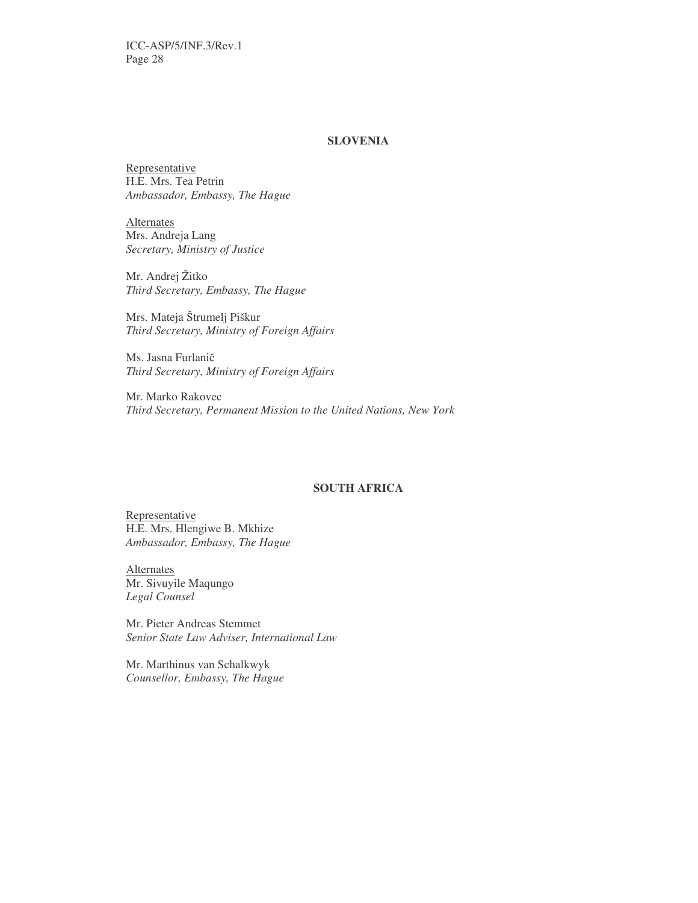**SLOVENIA**

Representative
H.E. Mrs. Tea Petrin
*Ambassador, Embassy, The Hague*

Alternates
Mrs. Andreja Lang
*Secretary, Ministry of Justice*

Mr. Andrej Žitko
*Third Secretary, Embassy, The Hague*

Mrs. Mateja Štrumelj Piškur
*Third Secretary, Ministry of Foreign Affairs*

Ms. Jasna Furlanič
*Third Secretary, Ministry of Foreign Affairs*

Mr. Marko Rakovec
*Third Secretary, Permanent Mission to the United Nations, New York*

**SOUTH AFRICA**

Representative
H.E. Mrs. Hlengiwe B. Mkhize
*Ambassador, Embassy, The Hague*

Alternates
Mr. Sivuyile Maqungo
*Legal Counsel*

Mr. Pieter Andreas Stemmet
*Senior State Law Adviser, International Law*

Mr. Marthinus van Schalkwyk
*Counsellor, Embassy, The Hague*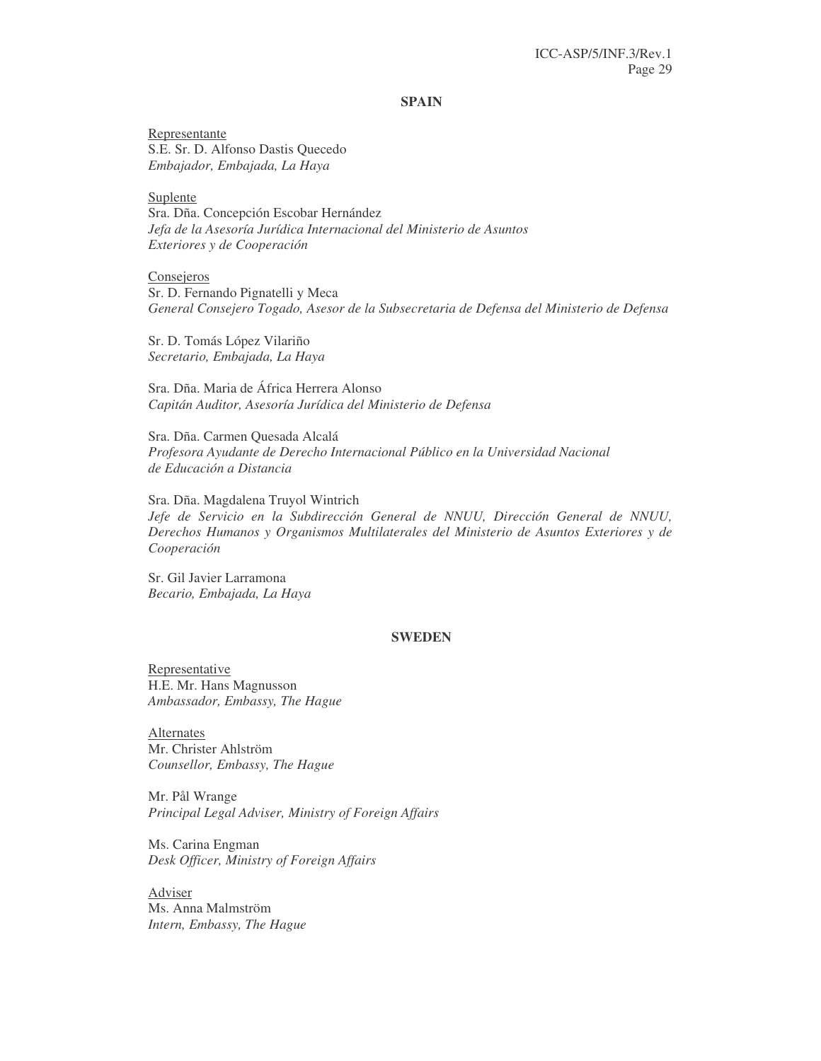**SPAIN**

Representante
S.E. Sr. D. Alfonso Dastis Quecedo
*Embajador, Embajada, La Haya*

Suplente
Sra. Dña. Concepción Escobar Hernández
*Jefa de la Asesoría Jurídica Internacional del Ministerio de Asuntos Exteriores y de Cooperación*

Consejeros
Sr. D. Fernando Pignatelli y Meca
*General Consejero Togado, Asesor de la Subsecretaria de Defensa del Ministerio de Defensa*

Sr. D. Tomás López Vilariño
*Secretario, Embajada, La Haya*

Sra. Dña. Maria de África Herrera Alonso
*Capitán Auditor, Asesoría Jurídica del Ministerio de Defensa*

Sra. Dña. Carmen Quesada Alcalá
*Profesora Ayudante de Derecho Internacional Público en la Universidad Nacional de Educación a Distancia*

Sra. Dña. Magdalena Truyol Wintrich
*Jefe de Servicio en la Subdirección General de NNUU, Dirección General de NNUU, Derechos Humanos y Organismos Multilaterales del Ministerio de Asuntos Exteriores y de Cooperación*

Sr. Gil Javier Larramona
*Becario, Embajada, La Haya*

**SWEDEN**

Representative
H.E. Mr. Hans Magnusson
*Ambassador, Embassy, The Hague*

Alternates
Mr. Christer Ahlström
*Counsellor, Embassy, The Hague*

Mr. Pål Wrange
*Principal Legal Adviser, Ministry of Foreign Affairs*

Ms. Carina Engman
*Desk Officer, Ministry of Foreign Affairs*

Adviser
Ms. Anna Malmström
*Intern, Embassy, The Hague*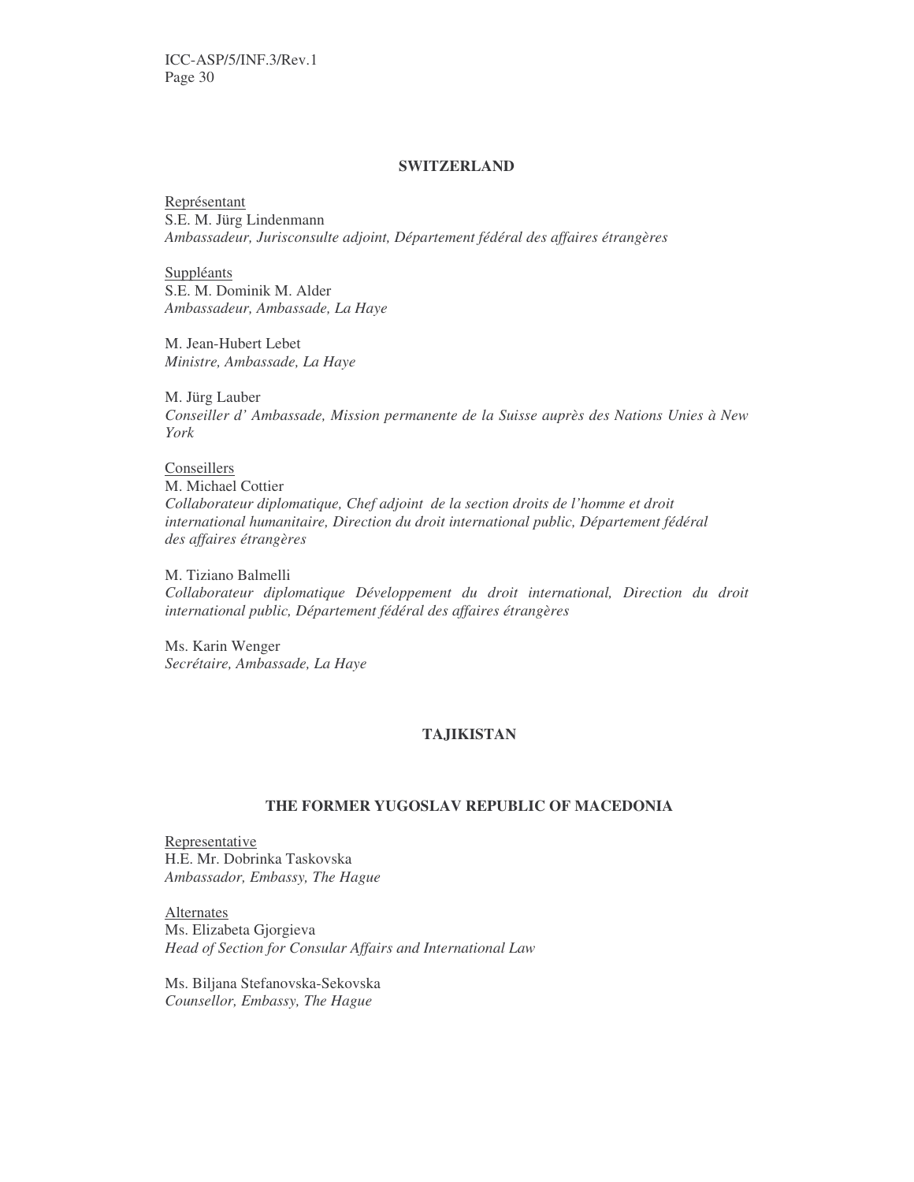## SWITZERLAND

Représentant
S.E. M. Jürg Lindenmann
*Ambassadeur, Jurisconsulte adjoint, Département fédéral des affaires étrangères*

Suppléants
S.E. M. Dominik M. Alder
*Ambassadeur, Ambassade, La Haye*

M. Jean-Hubert Lebet
*Ministre, Ambassade, La Haye*

M. Jürg Lauber
*Conseiller d' Ambassade, Mission permanente de la Suisse auprès des Nations Unies à New York*

Conseillers
M. Michael Cottier
*Collaborateur diplomatique, Chef adjoint de la section droits de l'homme et droit international humanitaire, Direction du droit international public, Département fédéral des affaires étrangères*

M. Tiziano Balmelli
*Collaborateur diplomatique Développement du droit international, Direction du droit international public, Département fédéral des affaires étrangères*

Ms. Karin Wenger
*Secrétaire, Ambassade, La Haye*

## TAJIKISTAN

## THE FORMER YUGOSLAV REPUBLIC OF MACEDONIA

Representative
H.E. Mr. Dobrinka Taskovska
*Ambassador, Embassy, The Hague*

Alternates
Ms. Elizabeta Gjorgieva
*Head of Section for Consular Affairs and International Law*

Ms. Biljana Stefanovska-Sekovska
*Counsellor, Embassy, The Hague*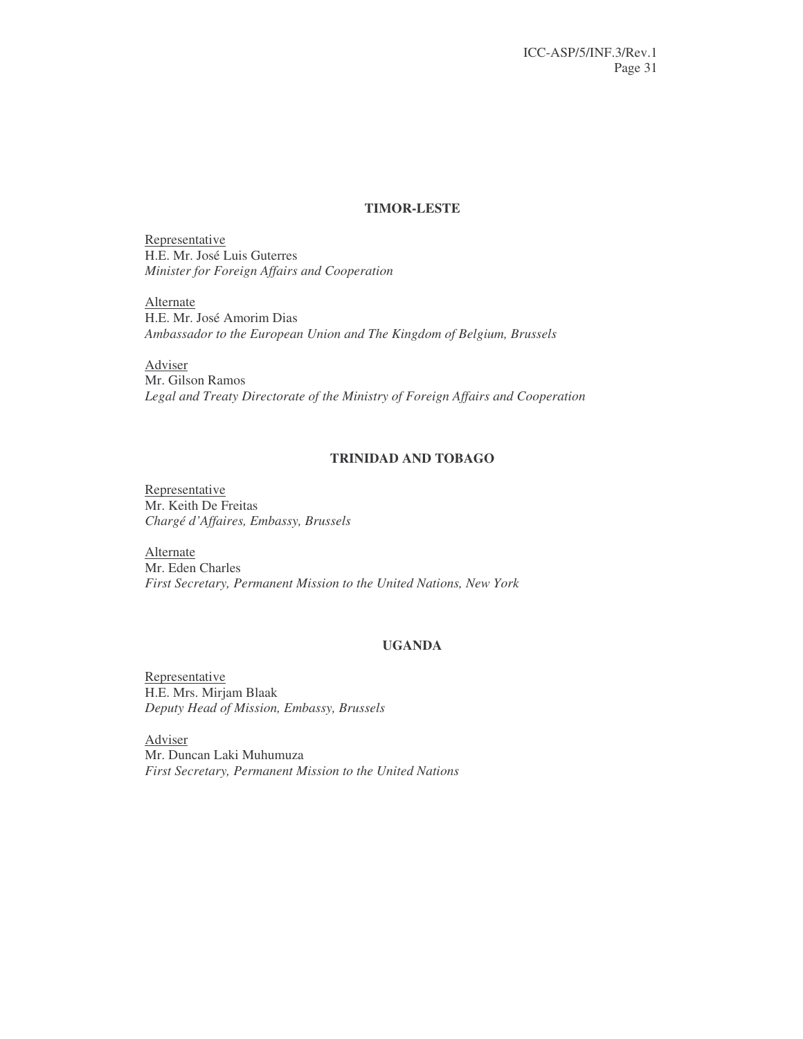**TIMOR-LESTE**

Representative
H.E. Mr. José Luis Guterres
*Minister for Foreign Affairs and Cooperation*

Alternate
H.E. Mr. José Amorim Dias
*Ambassador to the European Union and The Kingdom of Belgium, Brussels*

Adviser
Mr. Gilson Ramos
*Legal and Treaty Directorate of the Ministry of Foreign Affairs and Cooperation*

**TRINIDAD AND TOBAGO**

Representative
Mr. Keith De Freitas
*Chargé d'Affaires, Embassy, Brussels*

Alternate
Mr. Eden Charles
*First Secretary, Permanent Mission to the United Nations, New York*

**UGANDA**

Representative
H.E. Mrs. Mirjam Blaak
*Deputy Head of Mission, Embassy, Brussels*

Adviser
Mr. Duncan Laki Muhumuza
*First Secretary, Permanent Mission to the United Nations*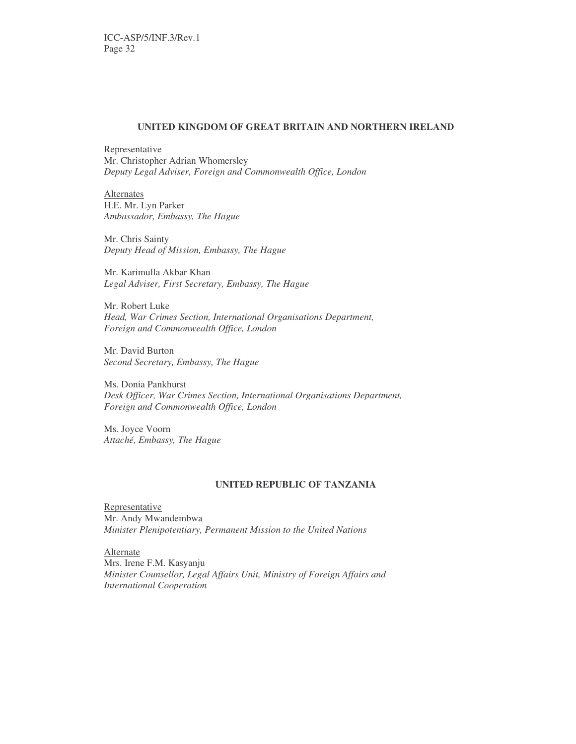**UNITED KINGDOM OF GREAT BRITAIN AND NORTHERN IRELAND**

Representative
Mr. Christopher Adrian Whomersley
*Deputy Legal Adviser, Foreign and Commonwealth Office, London*

Alternates
H.E. Mr. Lyn Parker
*Ambassador, Embassy, The Hague*

Mr. Chris Sainty
*Deputy Head of Mission, Embassy, The Hague*

Mr. Karimulla Akbar Khan
*Legal Adviser, First Secretary, Embassy, The Hague*

Mr. Robert Luke
*Head, War Crimes Section, International Organisations Department, Foreign and Commonwealth Office, London*

Mr. David Burton
*Second Secretary, Embassy, The Hague*

Ms. Donia Pankhurst
*Desk Officer, War Crimes Section, International Organisations Department, Foreign and Commonwealth Office, London*

Ms. Joyce Voorn
*Attaché, Embassy, The Hague*

**UNITED REPUBLIC OF TANZANIA**

Representative
Mr. Andy Mwandembwa
*Minister Plenipotentiary, Permanent Mission to the United Nations*

Alternate
Mrs. Irene F.M. Kasyanju
*Minister Counsellor, Legal Affairs Unit, Ministry of Foreign Affairs and International Cooperation*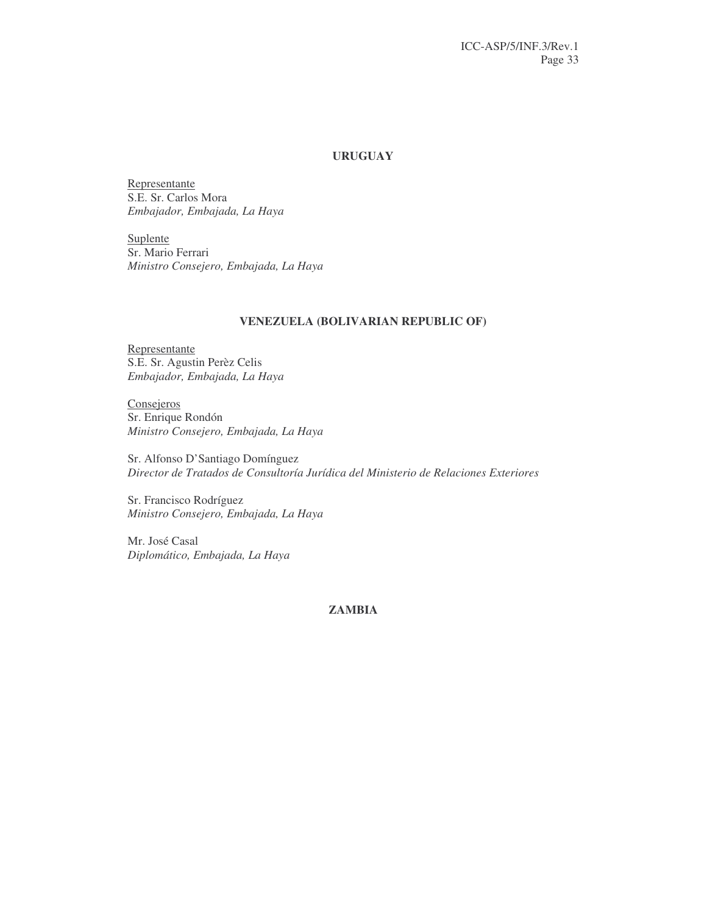### URUGUAY

Representante
S.E. Sr. Carlos Mora
*Embajador, Embajada, La Haya*

Suplente
Sr. Mario Ferrari
*Ministro Consejero, Embajada, La Haya*

### VENEZUELA (BOLIVARIAN REPUBLIC OF)

Representante
S.E. Sr. Agustin Perèz Celis
*Embajador, Embajada, La Haya*

Consejeros
Sr. Enrique Rondón
*Ministro Consejero, Embajada, La Haya*

Sr. Alfonso D'Santiago Domínguez
*Director de Tratados de Consultoría Jurídica del Ministerio de Relaciones Exteriores*

Sr. Francisco Rodríguez
*Ministro Consejero, Embajada, La Haya*

Mr. José Casal
*Diplomático, Embajada, La Haya*

### ZAMBIA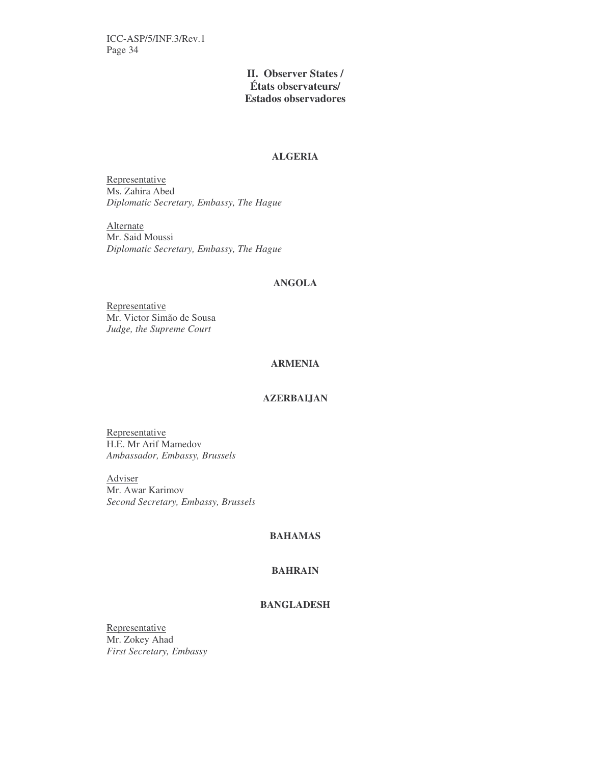## II. Observer States / États observateurs/ Estados observadores

### ALGERIA

Representative
Ms. Zahira Abed
*Diplomatic Secretary, Embassy, The Hague*

Alternate
Mr. Said Moussi
*Diplomatic Secretary, Embassy, The Hague*

### ANGOLA

Representative
Mr. Victor Simão de Sousa
*Judge, the Supreme Court*

### ARMENIA

### AZERBAIJAN

Representative
H.E. Mr Arif Mamedov
*Ambassador, Embassy, Brussels*

Adviser
Mr. Awar Karimov
*Second Secretary, Embassy, Brussels*

### BAHAMAS

### BAHRAIN

### BANGLADESH

Representative
Mr. Zokey Ahad
*First Secretary, Embassy*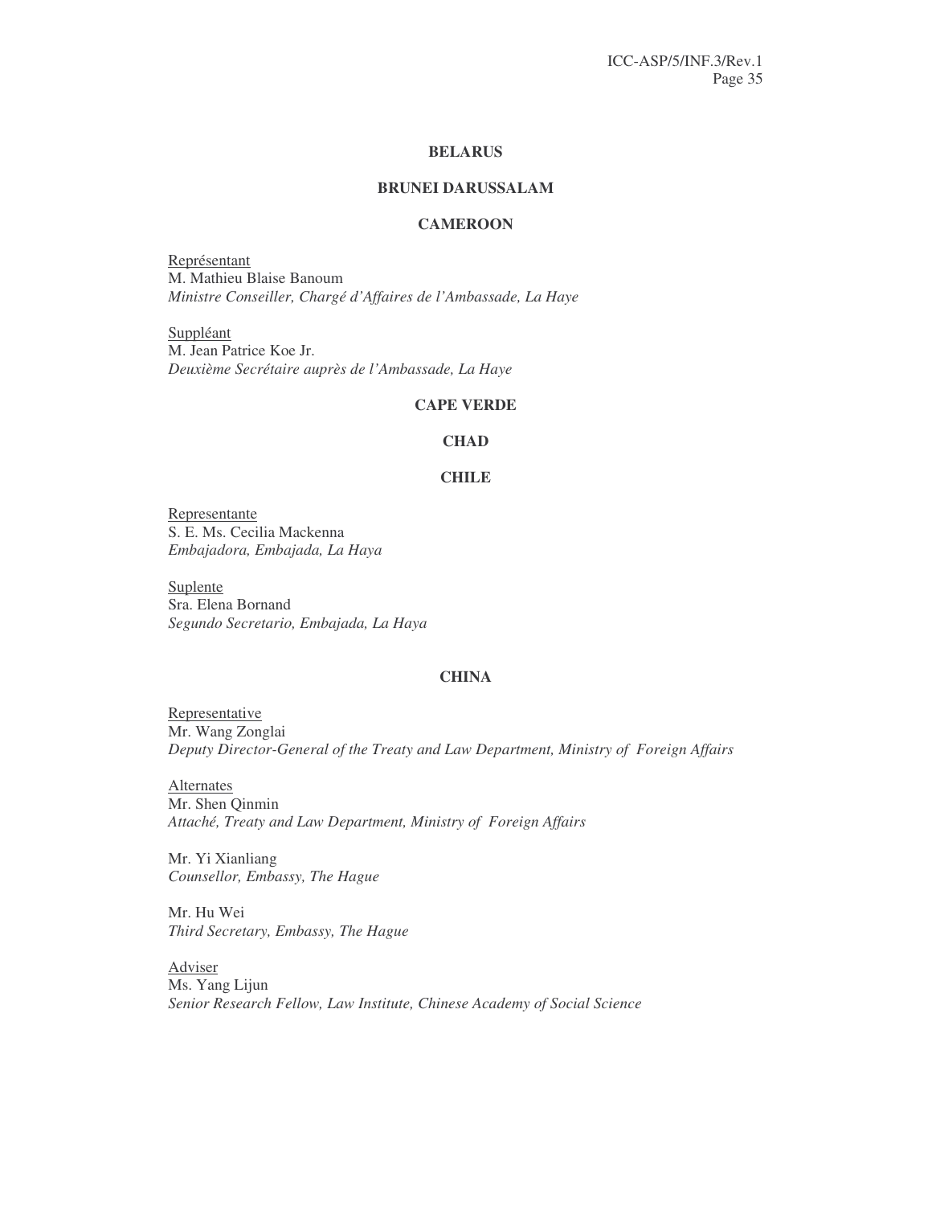**BELARUS**

**BRUNEI DARUSSALAM**

**CAMEROON**

Représentant
M. Mathieu Blaise Banoum
*Ministre Conseiller, Chargé d'Affaires de l'Ambassade, La Haye*

Suppléant
M. Jean Patrice Koe Jr.
*Deuxième Secrétaire auprès de l'Ambassade, La Haye*

**CAPE VERDE**

**CHAD**

**CHILE**

Representante
S. E. Ms. Cecilia Mackenna
*Embajadora, Embajada, La Haya*

Suplente
Sra. Elena Bornand
*Segundo Secretario, Embajada, La Haya*

**CHINA**

Representative
Mr. Wang Zonglai
*Deputy Director-General of the Treaty and Law Department, Ministry of Foreign Affairs*

Alternates
Mr. Shen Qinmin
*Attaché, Treaty and Law Department, Ministry of Foreign Affairs*

Mr. Yi Xianliang
*Counsellor, Embassy, The Hague*

Mr. Hu Wei
*Third Secretary, Embassy, The Hague*

Adviser
Ms. Yang Lijun
*Senior Research Fellow, Law Institute, Chinese Academy of Social Science*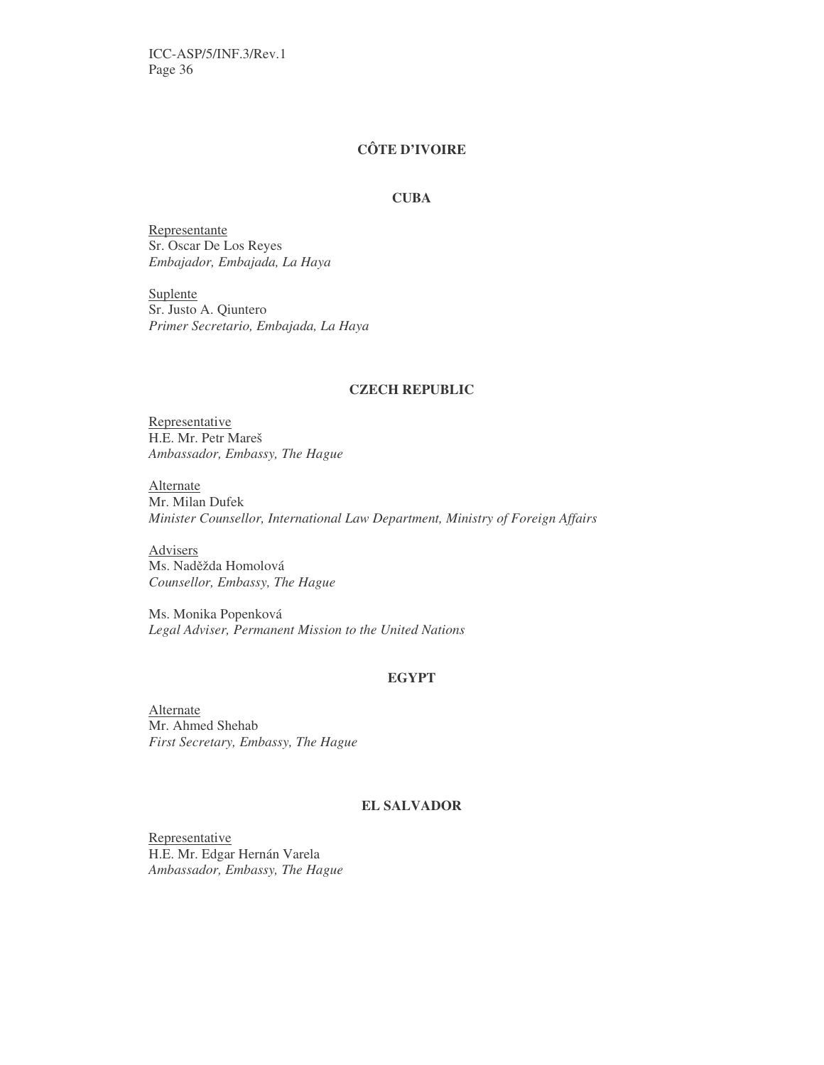**CÔTE D'IVOIRE**

**CUBA**

Representante
Sr. Oscar De Los Reyes
*Embajador, Embajada, La Haya*

Suplente
Sr. Justo A. Qiuntero
*Primer Secretario, Embajada, La Haya*

**CZECH REPUBLIC**

Representative
H.E. Mr. Petr Mareš
*Ambassador, Embassy, The Hague*

Alternate
Mr. Milan Dufek
*Minister Counsellor, International Law Department, Ministry of Foreign Affairs*

Advisers
Ms. Naděžda Homolová
*Counsellor, Embassy, The Hague*

Ms. Monika Popenková
*Legal Adviser, Permanent Mission to the United Nations*

**EGYPT**

Alternate
Mr. Ahmed Shehab
*First Secretary, Embassy, The Hague*

**EL SALVADOR**

Representative
H.E. Mr. Edgar Hernán Varela
*Ambassador, Embassy, The Hague*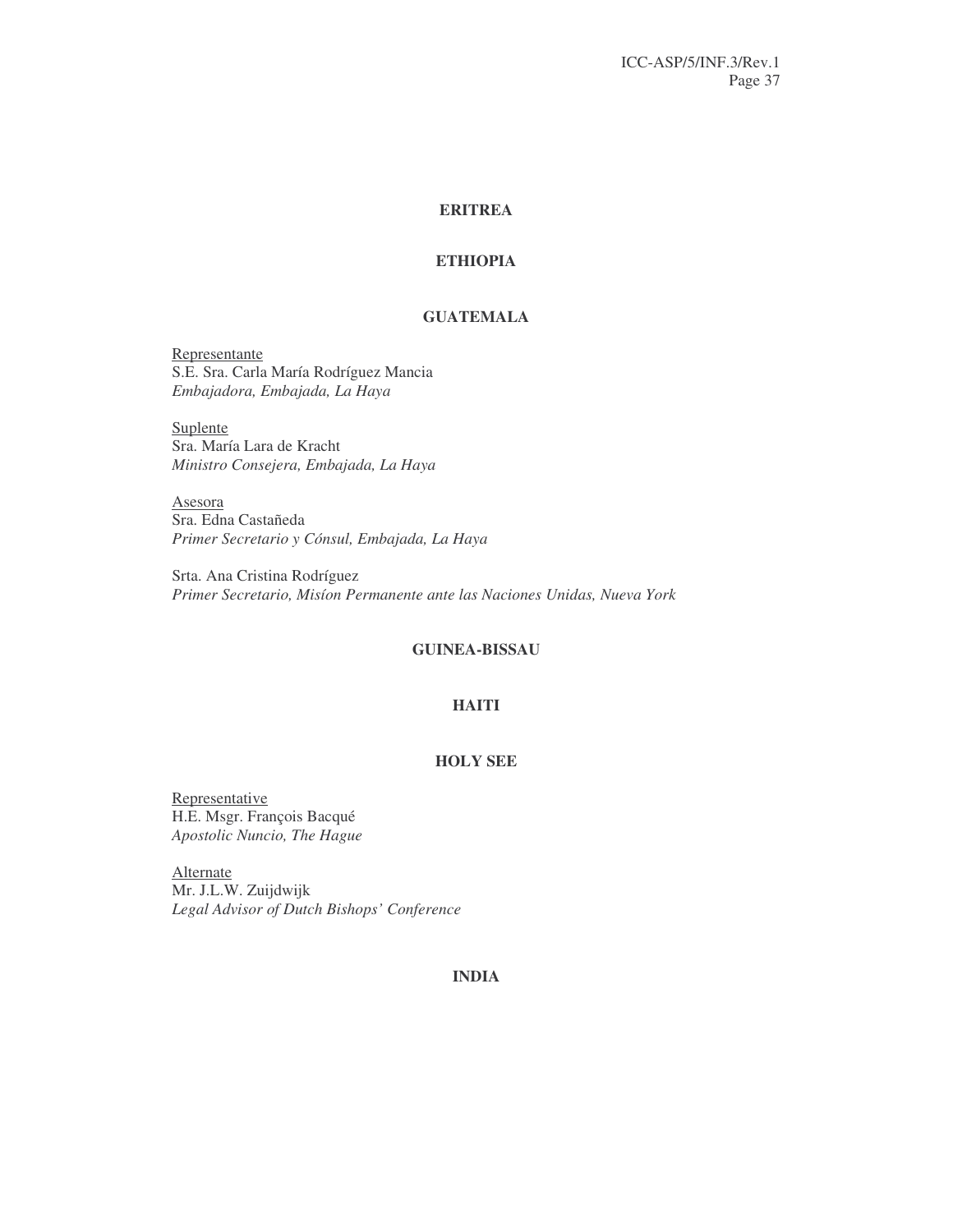**ERITREA**

**ETHIOPIA**

**GUATEMALA**

Representante
S.E. Sra. Carla María Rodríguez Mancia
*Embajadora, Embajada, La Haya*

Suplente
Sra. María Lara de Kracht
*Ministro Consejera, Embajada, La Haya*

Asesora
Sra. Edna Castañeda
*Primer Secretario y Cónsul, Embajada, La Haya*

Srta. Ana Cristina Rodríguez
*Primer Secretario, Misíon Permanente ante las Naciones Unidas, Nueva York*

**GUINEA-BISSAU**

**HAITI**

**HOLY SEE**

Representative
H.E. Msgr. François Bacqué
*Apostolic Nuncio, The Hague*

Alternate
Mr. J.L.W. Zuijdwijk
*Legal Advisor of Dutch Bishops' Conference*

**INDIA**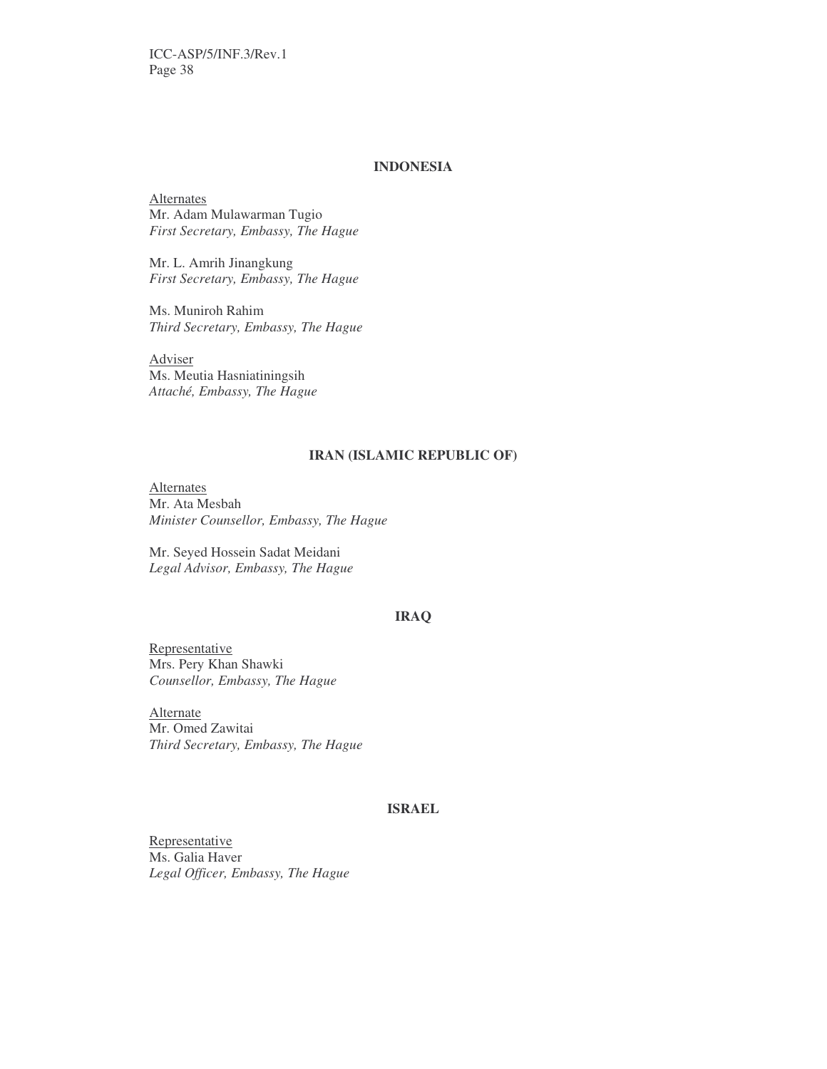**INDONESIA**

Alternates
Mr. Adam Mulawarman Tugio
*First Secretary, Embassy, The Hague*

Mr. L. Amrih Jinangkung
*First Secretary, Embassy, The Hague*

Ms. Muniroh Rahim
*Third Secretary, Embassy, The Hague*

Adviser
Ms. Meutia Hasniatiningsih
*Attaché, Embassy, The Hague*

**IRAN (ISLAMIC REPUBLIC OF)**

Alternates
Mr. Ata Mesbah
*Minister Counsellor, Embassy, The Hague*

Mr. Seyed Hossein Sadat Meidani
*Legal Advisor, Embassy, The Hague*

**IRAQ**

Representative
Mrs. Pery Khan Shawki
*Counsellor, Embassy, The Hague*

Alternate
Mr. Omed Zawitai
*Third Secretary, Embassy, The Hague*

**ISRAEL**

Representative
Ms. Galia Haver
*Legal Officer, Embassy, The Hague*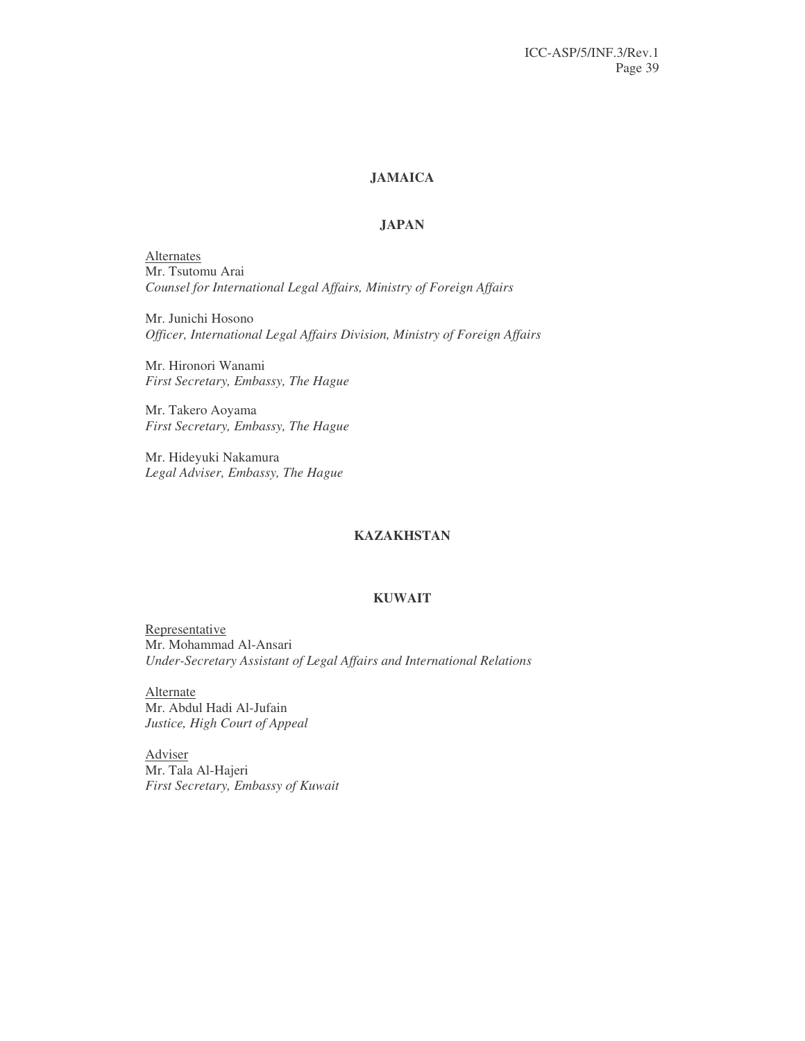## JAMAICA

## JAPAN

Alternates
Mr. Tsutomu Arai
*Counsel for International Legal Affairs, Ministry of Foreign Affairs*

Mr. Junichi Hosono
*Officer, International Legal Affairs Division, Ministry of Foreign Affairs*

Mr. Hironori Wanami
*First Secretary, Embassy, The Hague*

Mr. Takero Aoyama
*First Secretary, Embassy, The Hague*

Mr. Hideyuki Nakamura
*Legal Adviser, Embassy, The Hague*

## KAZAKHSTAN

## KUWAIT

Representative
Mr. Mohammad Al-Ansari
*Under-Secretary Assistant of Legal Affairs and International Relations*

Alternate
Mr. Abdul Hadi Al-Jufain
*Justice, High Court of Appeal*

Adviser
Mr. Tala Al-Hajeri
*First Secretary, Embassy of Kuwait*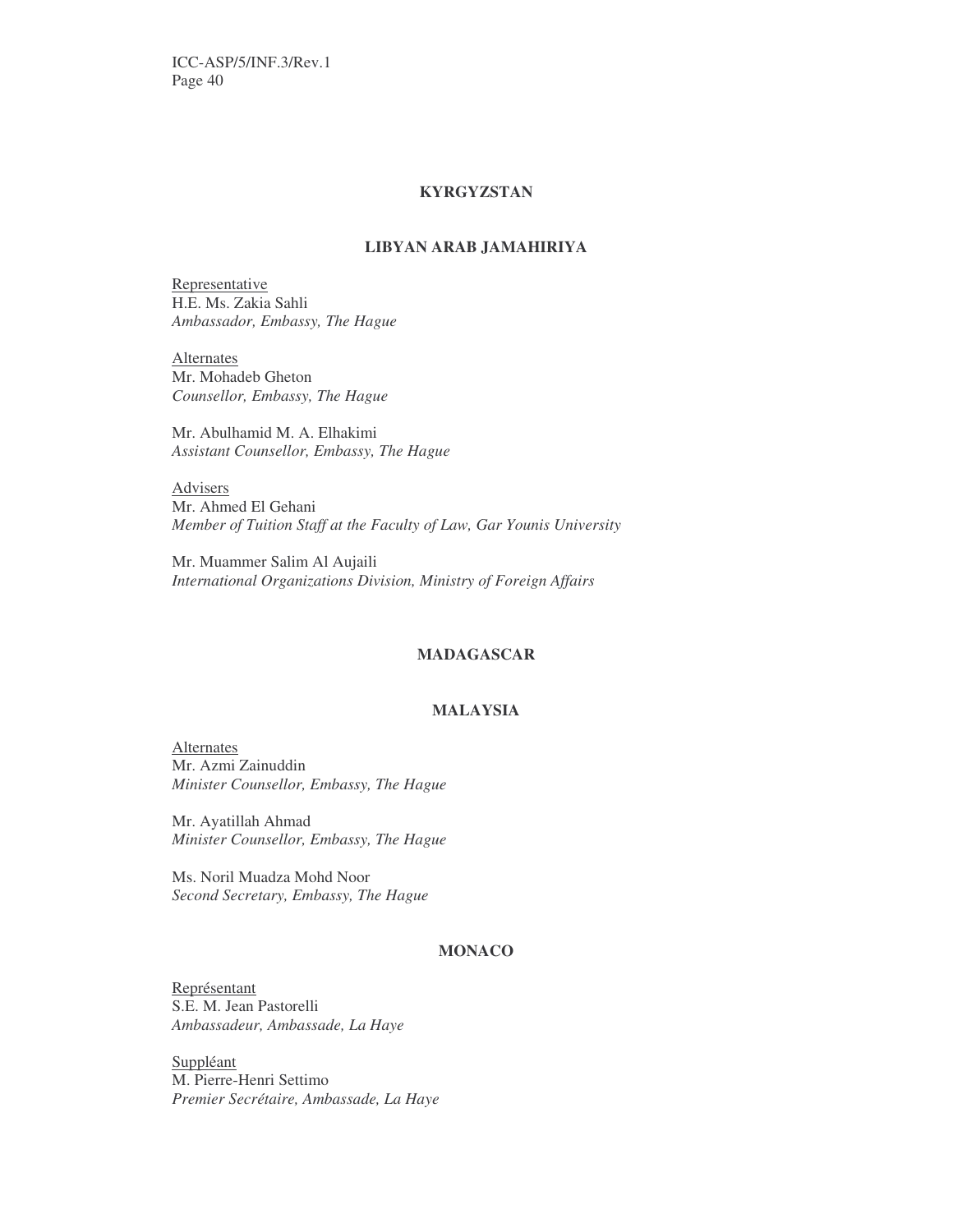**KYRGYZSTAN**

**LIBYAN ARAB JAMAHIRIYA**

Representative
H.E. Ms. Zakia Sahli
*Ambassador, Embassy, The Hague*

Alternates
Mr. Mohadeb Gheton
*Counsellor, Embassy, The Hague*

Mr. Abulhamid M. A. Elhakimi
*Assistant Counsellor, Embassy, The Hague*

Advisers
Mr. Ahmed El Gehani
*Member of Tuition Staff at the Faculty of Law, Gar Younis University*

Mr. Muammer Salim Al Aujaili
*International Organizations Division, Ministry of Foreign Affairs*

**MADAGASCAR**

**MALAYSIA**

Alternates
Mr. Azmi Zainuddin
*Minister Counsellor, Embassy, The Hague*

Mr. Ayatillah Ahmad
*Minister Counsellor, Embassy, The Hague*

Ms. Noril Muadza Mohd Noor
*Second Secretary, Embassy, The Hague*

**MONACO**

Représentant
S.E. M. Jean Pastorelli
*Ambassadeur, Ambassade, La Haye*

Suppléant
M. Pierre-Henri Settimo
*Premier Secrétaire, Ambassade, La Haye*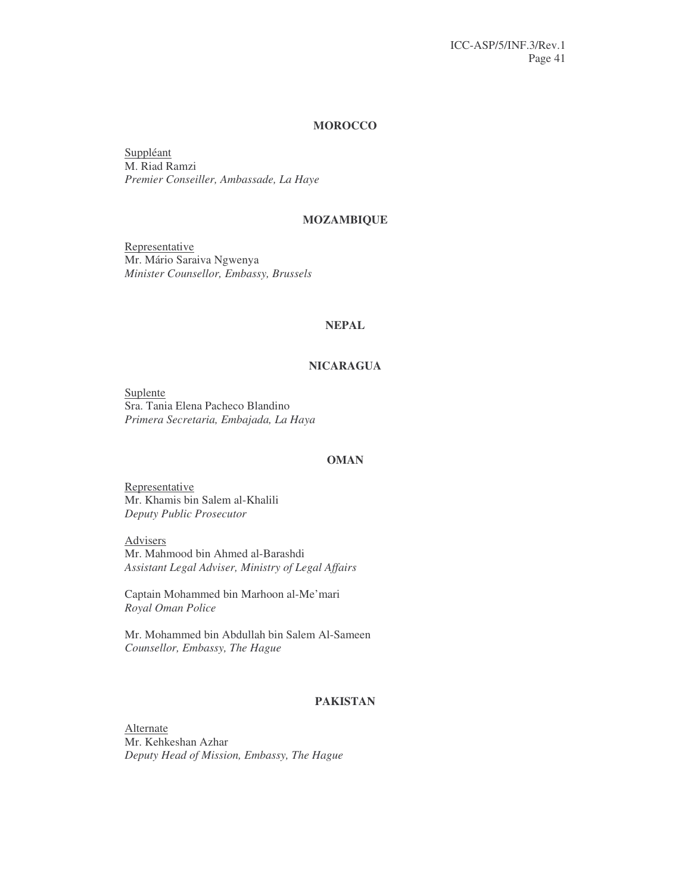**MOROCCO**

Suppléant
M. Riad Ramzi
*Premier Conseiller, Ambassade, La Haye*

**MOZAMBIQUE**

Representative
Mr. Mário Saraiva Ngwenya
*Minister Counsellor, Embassy, Brussels*

**NEPAL**

**NICARAGUA**

Suplente
Sra. Tania Elena Pacheco Blandino
*Primera Secretaria, Embajada, La Haya*

**OMAN**

Representative
Mr. Khamis bin Salem al-Khalili
*Deputy Public Prosecutor*

Advisers
Mr. Mahmood bin Ahmed al-Barashdi
*Assistant Legal Adviser, Ministry of Legal Affairs*

Captain Mohammed bin Marhoon al-Me'mari
*Royal Oman Police*

Mr. Mohammed bin Abdullah bin Salem Al-Sameen
*Counsellor, Embassy, The Hague*

**PAKISTAN**

Alternate
Mr. Kehkeshan Azhar
*Deputy Head of Mission, Embassy, The Hague*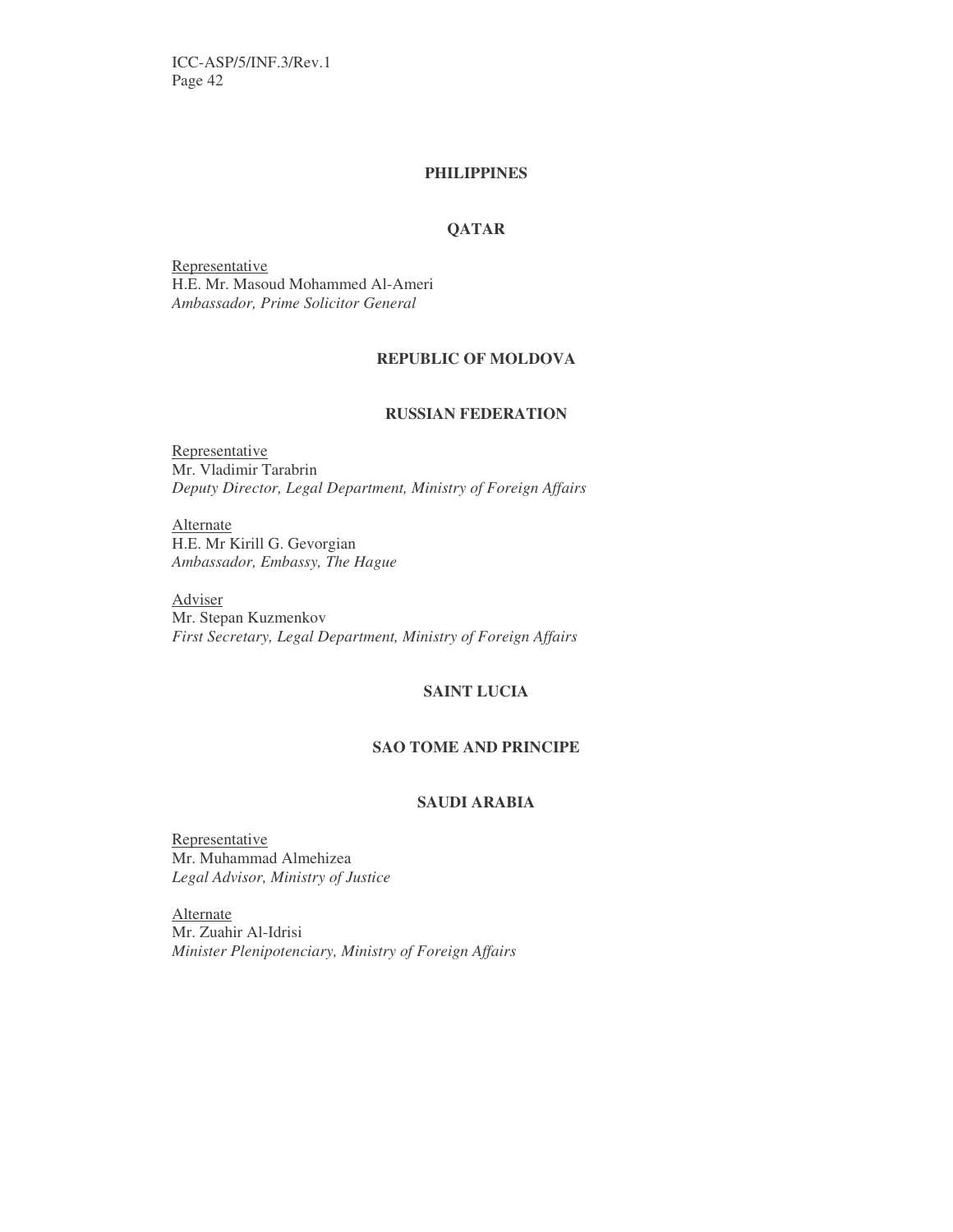**PHILIPPINES**

**QATAR**

Representative
H.E. Mr. Masoud Mohammed Al-Ameri
*Ambassador, Prime Solicitor General*

**REPUBLIC OF MOLDOVA**

**RUSSIAN FEDERATION**

Representative
Mr. Vladimir Tarabrin
*Deputy Director, Legal Department, Ministry of Foreign Affairs*

Alternate
H.E. Mr Kirill G. Gevorgian
*Ambassador, Embassy, The Hague*

Adviser
Mr. Stepan Kuzmenkov
*First Secretary, Legal Department, Ministry of Foreign Affairs*

**SAINT LUCIA**

**SAO TOME AND PRINCIPE**

**SAUDI ARABIA**

Representative
Mr. Muhammad Almehizea
*Legal Advisor, Ministry of Justice*

Alternate
Mr. Zuahir Al-Idrisi
*Minister Plenipotenciary, Ministry of Foreign Affairs*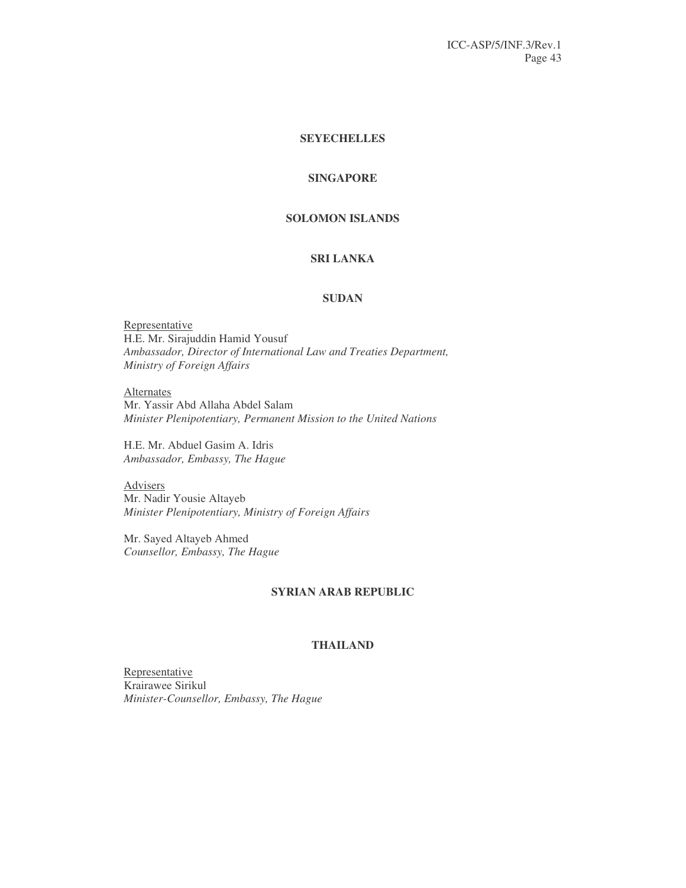**SEYECHELLES**

**SINGAPORE**

**SOLOMON ISLANDS**

**SRI LANKA**

**SUDAN**

Representative
H.E. Mr. Sirajuddin Hamid Yousuf
*Ambassador, Director of International Law and Treaties Department, Ministry of Foreign Affairs*

Alternates
Mr. Yassir Abd Allaha Abdel Salam
*Minister Plenipotentiary, Permanent Mission to the United Nations*

H.E. Mr. Abduel Gasim A. Idris
*Ambassador, Embassy, The Hague*

Advisers
Mr. Nadir Yousie Altayeb
*Minister Plenipotentiary, Ministry of Foreign Affairs*

Mr. Sayed Altayeb Ahmed
*Counsellor, Embassy, The Hague*

**SYRIAN ARAB REPUBLIC**

**THAILAND**

Representative
Krairawee Sirikul
*Minister-Counsellor, Embassy, The Hague*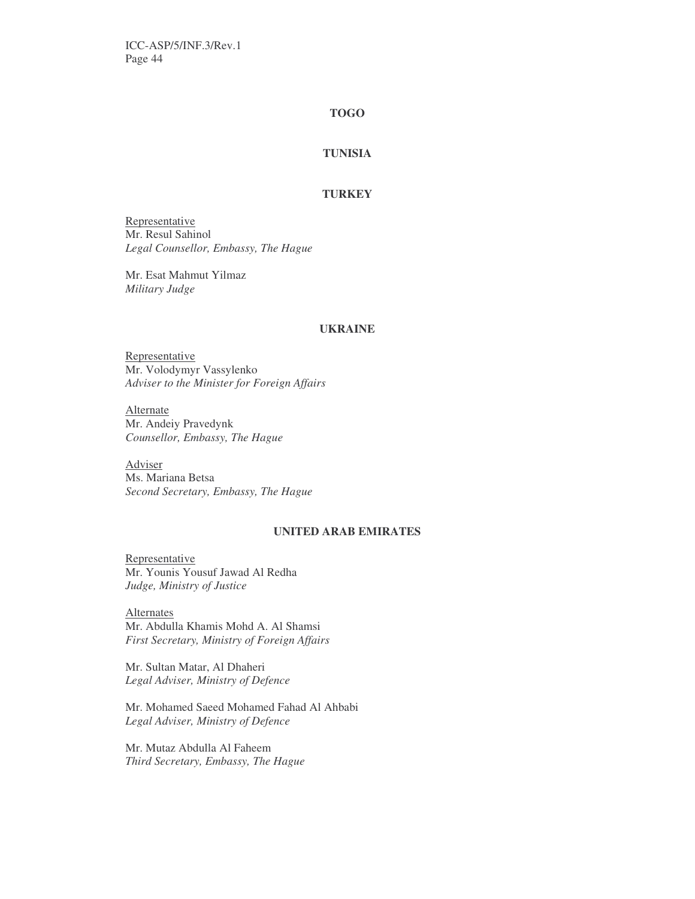**TOGO**

**TUNISIA**

**TURKEY**

Representative
Mr. Resul Sahinol
*Legal Counsellor, Embassy, The Hague*

Mr. Esat Mahmut Yilmaz
*Military Judge*

**UKRAINE**

Representative
Mr. Volodymyr Vassylenko
*Adviser to the Minister for Foreign Affairs*

Alternate
Mr. Andeiy Pravedynk
*Counsellor, Embassy, The Hague*

Adviser
Ms. Mariana Betsa
*Second Secretary, Embassy, The Hague*

**UNITED ARAB EMIRATES**

Representative
Mr. Younis Yousuf Jawad Al Redha
*Judge, Ministry of Justice*

Alternates
Mr. Abdulla Khamis Mohd A. Al Shamsi
*First Secretary, Ministry of Foreign Affairs*

Mr. Sultan Matar, Al Dhaheri
*Legal Adviser, Ministry of Defence*

Mr. Mohamed Saeed Mohamed Fahad Al Ahbabi
*Legal Adviser, Ministry of Defence*

Mr. Mutaz Abdulla Al Faheem
*Third Secretary, Embassy, The Hague*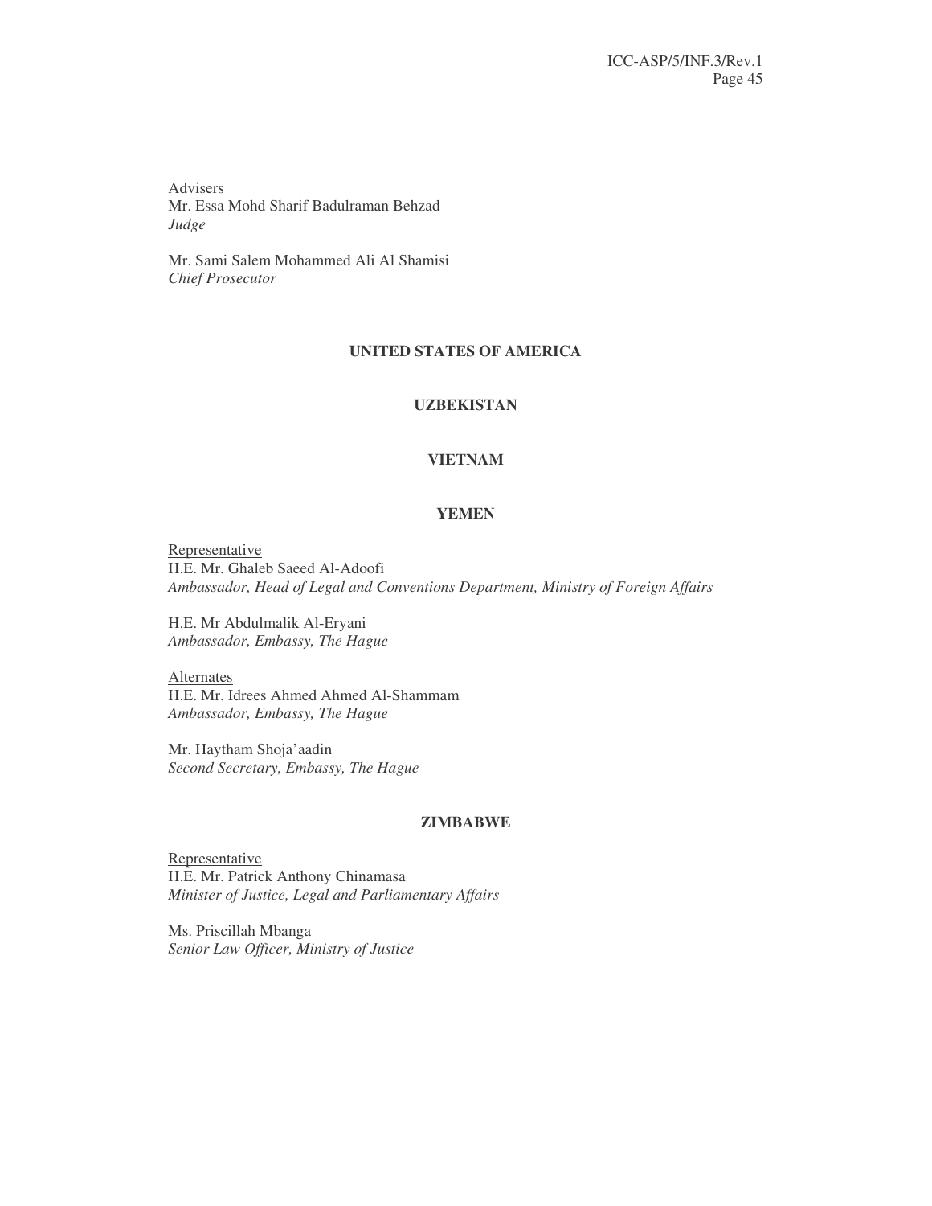Advisers
Mr. Essa Mohd Sharif Badulraman Behzad
*Judge*

Mr. Sami Salem Mohammed Ali Al Shamisi
*Chief Prosecutor*

**UNITED STATES OF AMERICA**

**UZBEKISTAN**

**VIETNAM**

**YEMEN**

Representative
H.E. Mr. Ghaleb Saeed Al-Adoofi
*Ambassador, Head of Legal and Conventions Department, Ministry of Foreign Affairs*

H.E. Mr Abdulmalik Al-Eryani
*Ambassador, Embassy, The Hague*

Alternates
H.E. Mr. Idrees Ahmed Ahmed Al-Shammam
*Ambassador, Embassy, The Hague*

Mr. Haytham Shoja'aadin
*Second Secretary, Embassy, The Hague*

**ZIMBABWE**

Representative
H.E. Mr. Patrick Anthony Chinamasa
*Minister of Justice, Legal and Parliamentary Affairs*

Ms. Priscillah Mbanga
*Senior Law Officer, Ministry of Justice*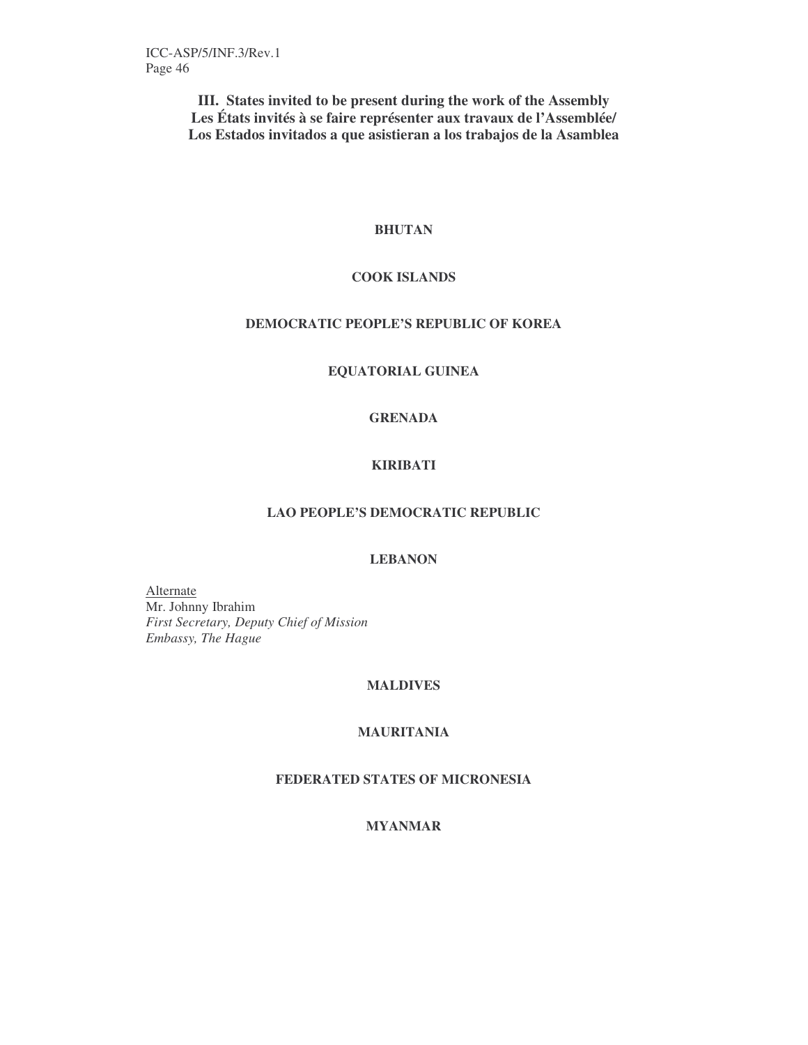## III. States invited to be present during the work of the Assembly Les États invités à se faire représenter aux travaux de l'Assemblée/ Los Estados invitados a que asistieran a los trabajos de la Asamblea

**BHUTAN**

**COOK ISLANDS**

**DEMOCRATIC PEOPLE'S REPUBLIC OF KOREA**

**EQUATORIAL GUINEA**

**GRENADA**

**KIRIBATI**

**LAO PEOPLE'S DEMOCRATIC REPUBLIC**

**LEBANON**

Alternate
Mr. Johnny Ibrahim
*First Secretary, Deputy Chief of Mission*
*Embassy, The Hague*

**MALDIVES**

**MAURITANIA**

**FEDERATED STATES OF MICRONESIA**

**MYANMAR**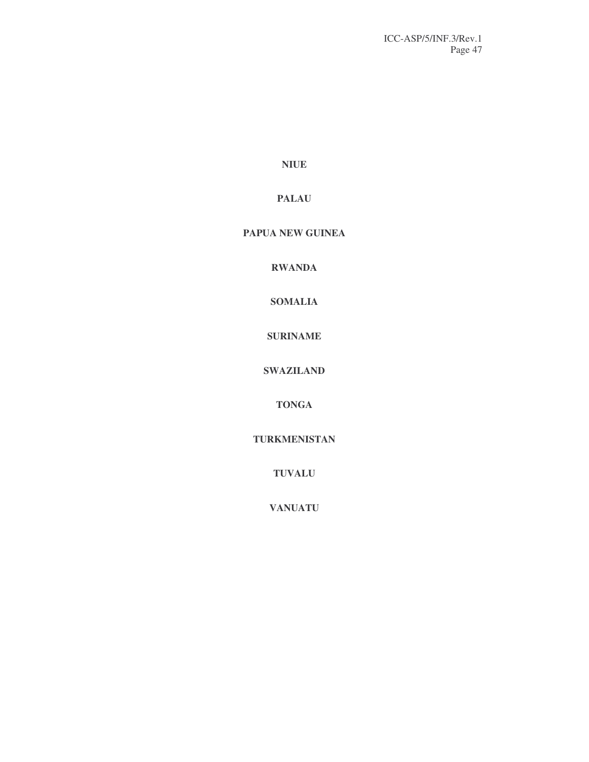**NIUE**

**PALAU**

**PAPUA NEW GUINEA**

**RWANDA**

**SOMALIA**

**SURINAME**

**SWAZILAND**

**TONGA**

**TURKMENISTAN**

**TUVALU**

**VANUATU**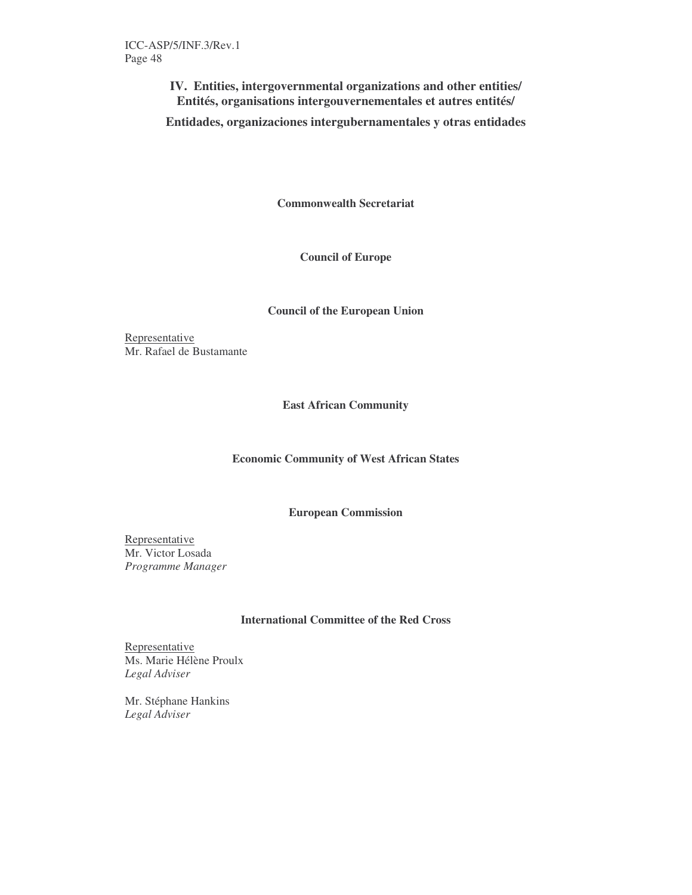## IV. Entities, intergovernmental organizations and other entities/ Entités, organisations intergouvernementales et autres entités/ Entidades, organizaciones intergubernamentales y otras entidades

**Commonwealth Secretariat**

**Council of Europe**

**Council of the European Union**

Representative
Mr. Rafael de Bustamante

**East African Community**

**Economic Community of West African States**

**European Commission**

Representative
Mr. Victor Losada
*Programme Manager*

**International Committee of the Red Cross**

Representative
Ms. Marie Hélène Proulx
*Legal Adviser*

Mr. Stéphane Hankins
*Legal Adviser*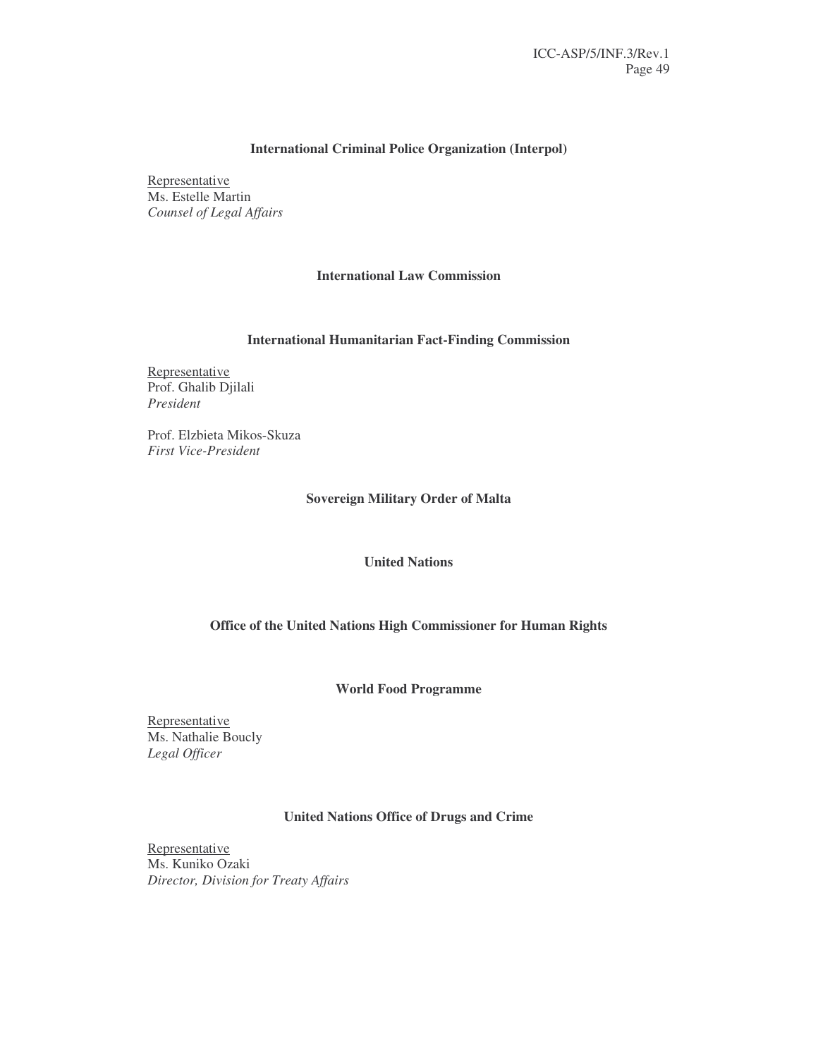**International Criminal Police Organization (Interpol)**

Representative
Ms. Estelle Martin
*Counsel of Legal Affairs*

**International Law Commission**

**International Humanitarian Fact-Finding Commission**

Representative
Prof. Ghalib Djilali
*President*

Prof. Elzbieta Mikos-Skuza
*First Vice-President*

**Sovereign Military Order of Malta**

**United Nations**

**Office of the United Nations High Commissioner for Human Rights**

**World Food Programme**

Representative
Ms. Nathalie Boucly
*Legal Officer*

**United Nations Office of Drugs and Crime**

Representative
Ms. Kuniko Ozaki
*Director, Division for Treaty Affairs*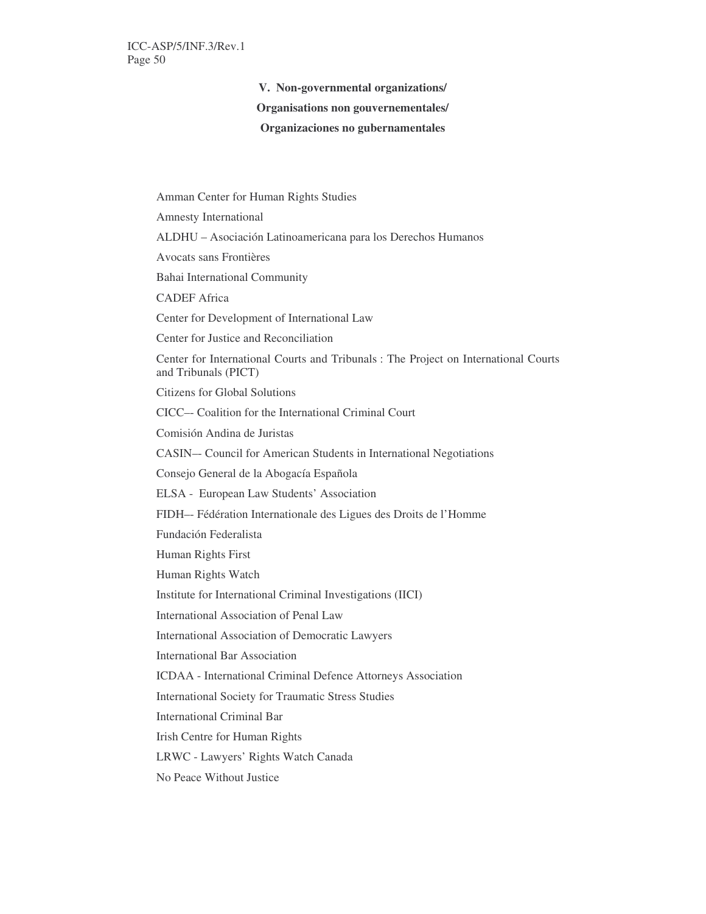## V. Non-governmental organizations/ Organisations non gouvernementales/ Organizaciones no gubernamentales

Amman Center for Human Rights Studies

Amnesty International

ALDHU – Asociación Latinoamericana para los Derechos Humanos

Avocats sans Frontières

Bahai International Community

CADEF Africa

Center for Development of International Law

Center for Justice and Reconciliation

Center for International Courts and Tribunals : The Project on International Courts and Tribunals (PICT)

Citizens for Global Solutions

CICC–- Coalition for the International Criminal Court

Comisión Andina de Juristas

CASIN–- Council for American Students in International Negotiations

Consejo General de la Abogacía Española

ELSA - European Law Students' Association

FIDH–- Fédération Internationale des Ligues des Droits de l'Homme

Fundación Federalista

Human Rights First

Human Rights Watch

Institute for International Criminal Investigations (IICI)

International Association of Penal Law

International Association of Democratic Lawyers

International Bar Association

ICDAA - International Criminal Defence Attorneys Association

International Society for Traumatic Stress Studies

International Criminal Bar

Irish Centre for Human Rights

LRWC - Lawyers' Rights Watch Canada

No Peace Without Justice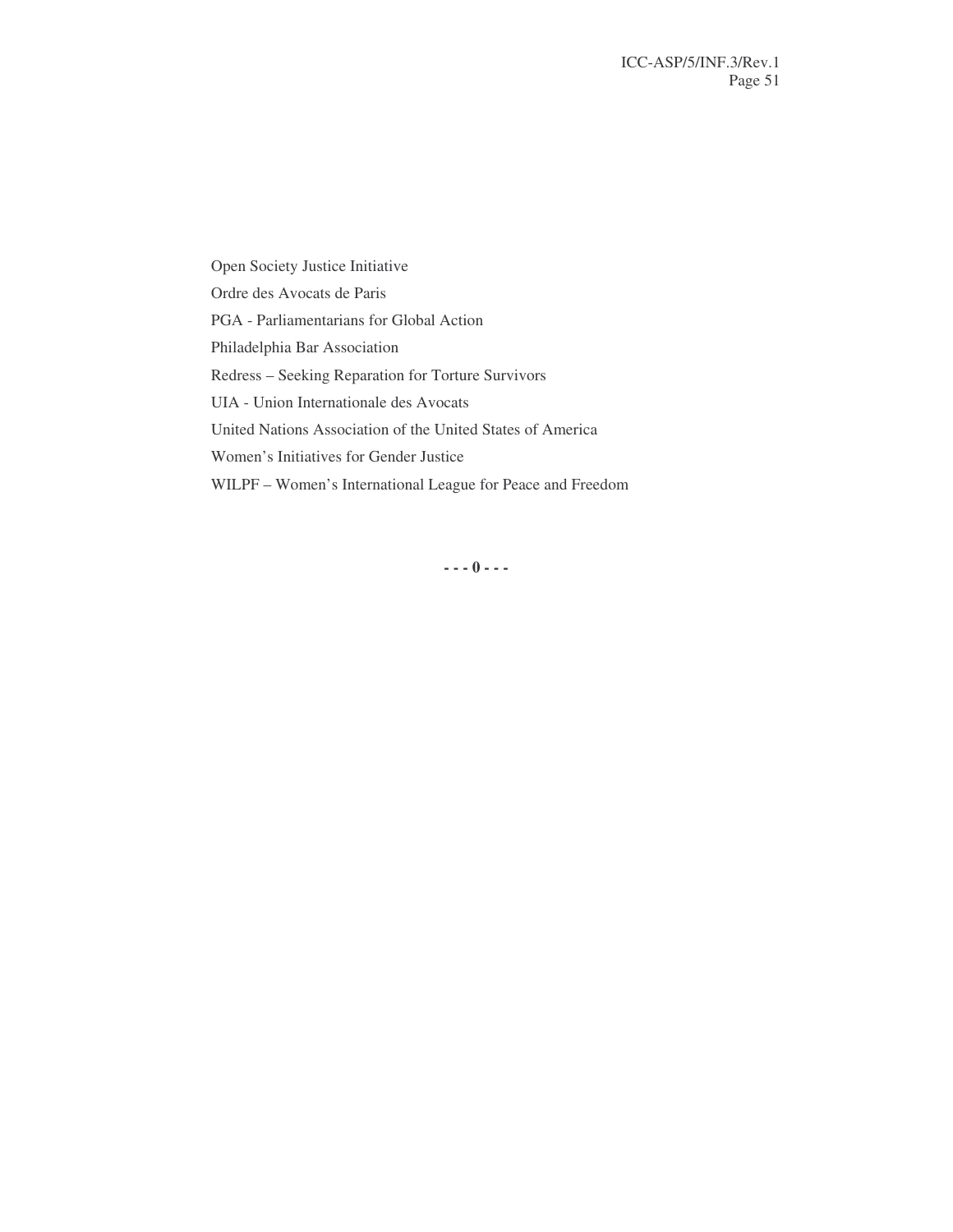Open Society Justice Initiative

Ordre des Avocats de Paris

PGA - Parliamentarians for Global Action

Philadelphia Bar Association

Redress – Seeking Reparation for Torture Survivors

UIA - Union Internationale des Avocats

United Nations Association of the United States of America

Women's Initiatives for Gender Justice

WILPF – Women's International League for Peace and Freedom

**- - - 0 - - -**